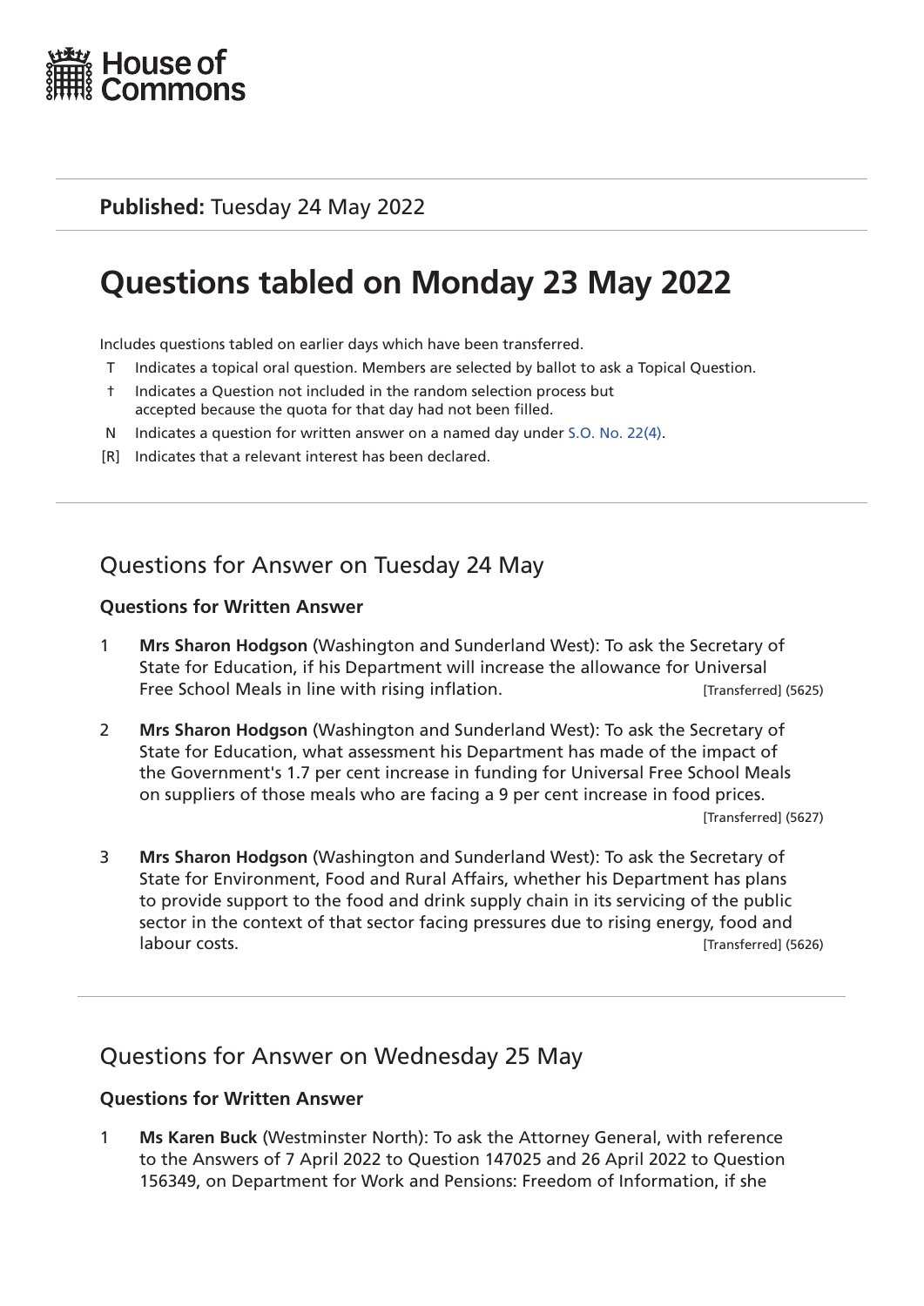House of Commons

**Published:** Tuesday 24 May 2022

# Questions tabled on Monday 23 May 2022

Includes questions tabled on earlier days which have been transferred.

- T Indicates a topical oral question. Members are selected by ballot to ask a Topical Question.
- † Indicates a Question not included in the random selection process but accepted because the quota for that day had not been filled.
- N Indicates a question for written answer on a named day under S.O. No. 22(4).
- [R] Indicates that a relevant interest has been declared.

## Questions for Answer on Tuesday 24 May

### Questions for Written Answer

1 **Mrs Sharon Hodgson** (Washington and Sunderland West): To ask the Secretary of State for Education, if his Department will increase the allowance for Universal Free School Meals in line with rising inflation. [Transferred] (5625)

2 **Mrs Sharon Hodgson** (Washington and Sunderland West): To ask the Secretary of State for Education, what assessment his Department has made of the impact of the Government's 1.7 per cent increase in funding for Universal Free School Meals on suppliers of those meals who are facing a 9 per cent increase in food prices. [Transferred] (5627)

3 **Mrs Sharon Hodgson** (Washington and Sunderland West): To ask the Secretary of State for Environment, Food and Rural Affairs, whether his Department has plans to provide support to the food and drink supply chain in its servicing of the public sector in the context of that sector facing pressures due to rising energy, food and labour costs. [Transferred] (5626)

## Questions for Answer on Wednesday 25 May

### Questions for Written Answer

1 **Ms Karen Buck** (Westminster North): To ask the Attorney General, with reference to the Answers of 7 April 2022 to Question 147025 and 26 April 2022 to Question 156349, on Department for Work and Pensions: Freedom of Information, if she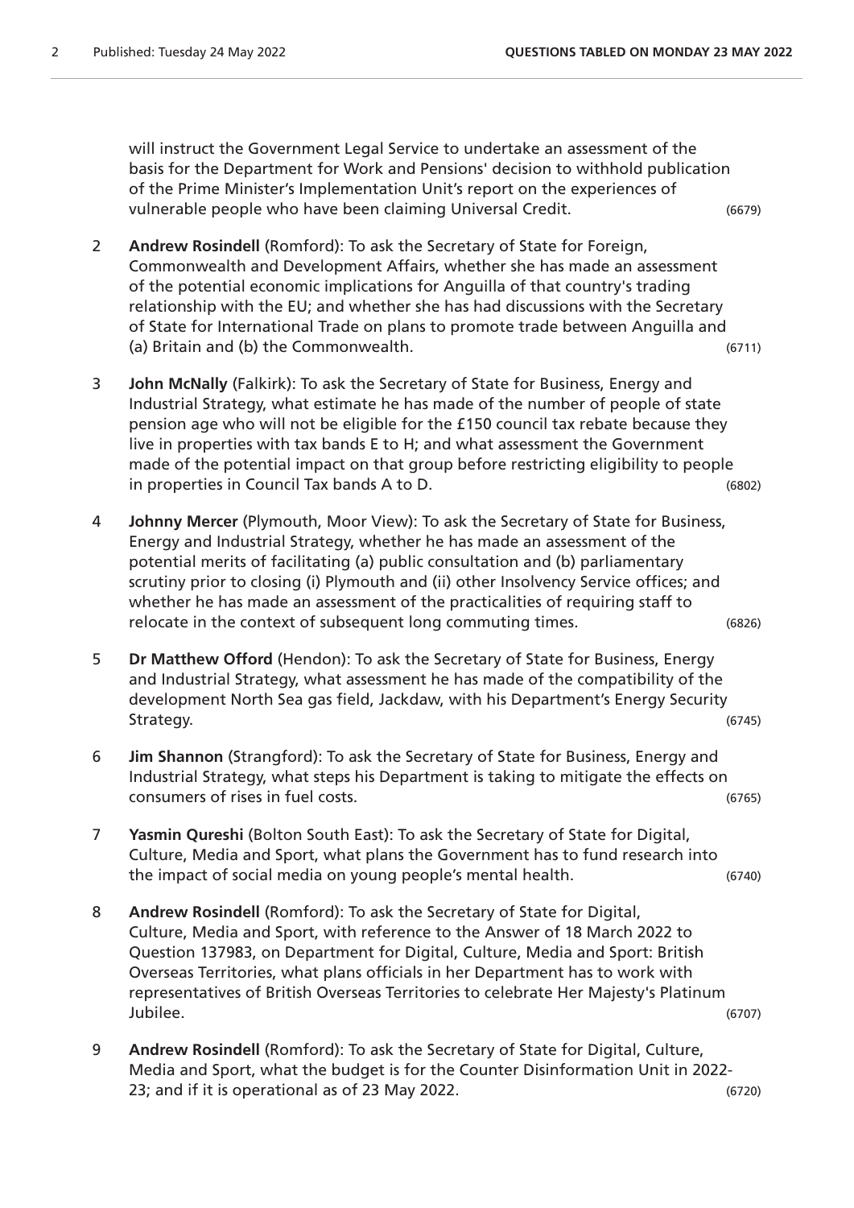will instruct the Government Legal Service to undertake an assessment of the basis for the Department for Work and Pensions' decision to withhold publication of the Prime Minister's Implementation Unit's report on the experiences of vulnerable people who have been claiming Universal Credit. (6679)

2 **Andrew Rosindell** (Romford): To ask the Secretary of State for Foreign, Commonwealth and Development Affairs, whether she has made an assessment of the potential economic implications for Anguilla of that country's trading relationship with the EU; and whether she has had discussions with the Secretary of State for International Trade on plans to promote trade between Anguilla and (a) Britain and (b) the Commonwealth. (6711)

3 **John McNally** (Falkirk): To ask the Secretary of State for Business, Energy and Industrial Strategy, what estimate he has made of the number of people of state pension age who will not be eligible for the £150 council tax rebate because they live in properties with tax bands E to H; and what assessment the Government made of the potential impact on that group before restricting eligibility to people in properties in Council Tax bands A to D. (6802)

4 **Johnny Mercer** (Plymouth, Moor View): To ask the Secretary of State for Business, Energy and Industrial Strategy, whether he has made an assessment of the potential merits of facilitating (a) public consultation and (b) parliamentary scrutiny prior to closing (i) Plymouth and (ii) other Insolvency Service offices; and whether he has made an assessment of the practicalities of requiring staff to relocate in the context of subsequent long commuting times. (6826)

5 **Dr Matthew Offord** (Hendon): To ask the Secretary of State for Business, Energy and Industrial Strategy, what assessment he has made of the compatibility of the development North Sea gas field, Jackdaw, with his Department's Energy Security Strategy. (6745)

6 **Jim Shannon** (Strangford): To ask the Secretary of State for Business, Energy and Industrial Strategy, what steps his Department is taking to mitigate the effects on consumers of rises in fuel costs. (6765)

7 **Yasmin Qureshi** (Bolton South East): To ask the Secretary of State for Digital, Culture, Media and Sport, what plans the Government has to fund research into the impact of social media on young people's mental health. (6740)

8 **Andrew Rosindell** (Romford): To ask the Secretary of State for Digital, Culture, Media and Sport, with reference to the Answer of 18 March 2022 to Question 137983, on Department for Digital, Culture, Media and Sport: British Overseas Territories, what plans officials in her Department has to work with representatives of British Overseas Territories to celebrate Her Majesty's Platinum Jubilee. (6707)

9 **Andrew Rosindell** (Romford): To ask the Secretary of State for Digital, Culture, Media and Sport, what the budget is for the Counter Disinformation Unit in 2022-23; and if it is operational as of 23 May 2022. (6720)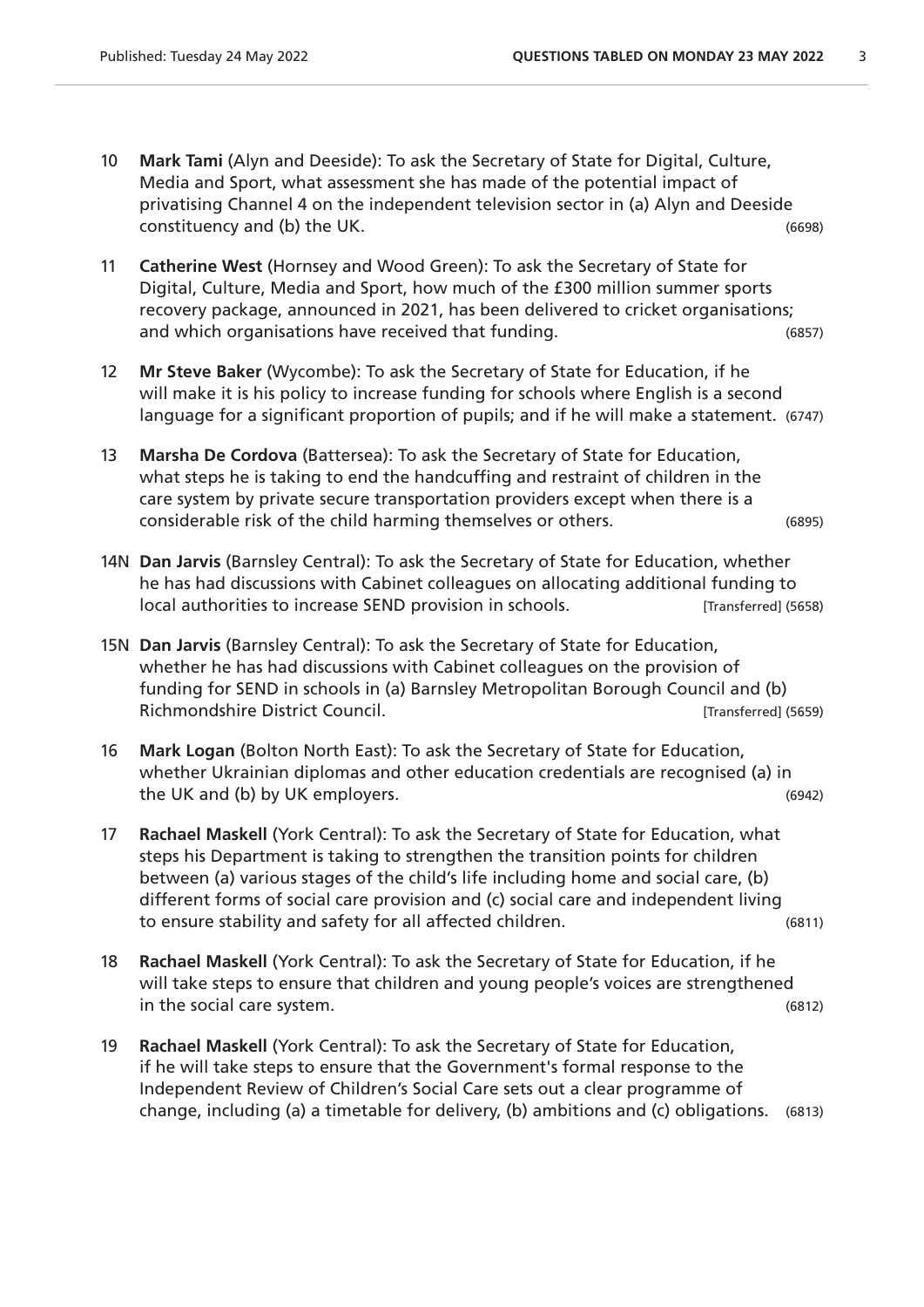10 **Mark Tami** (Alyn and Deeside): To ask the Secretary of State for Digital, Culture, Media and Sport, what assessment she has made of the potential impact of privatising Channel 4 on the independent television sector in (a) Alyn and Deeside constituency and (b) the UK. (6698)

11 **Catherine West** (Hornsey and Wood Green): To ask the Secretary of State for Digital, Culture, Media and Sport, how much of the £300 million summer sports recovery package, announced in 2021, has been delivered to cricket organisations; and which organisations have received that funding. (6857)

12 **Mr Steve Baker** (Wycombe): To ask the Secretary of State for Education, if he will make it is his policy to increase funding for schools where English is a second language for a significant proportion of pupils; and if he will make a statement. (6747)

13 **Marsha De Cordova** (Battersea): To ask the Secretary of State for Education, what steps he is taking to end the handcuffing and restraint of children in the care system by private secure transportation providers except when there is a considerable risk of the child harming themselves or others. (6895)

14N **Dan Jarvis** (Barnsley Central): To ask the Secretary of State for Education, whether he has had discussions with Cabinet colleagues on allocating additional funding to local authorities to increase SEND provision in schools. [Transferred] (5658)

15N **Dan Jarvis** (Barnsley Central): To ask the Secretary of State for Education, whether he has had discussions with Cabinet colleagues on the provision of funding for SEND in schools in (a) Barnsley Metropolitan Borough Council and (b) Richmondshire District Council. [Transferred] (5659)

16 **Mark Logan** (Bolton North East): To ask the Secretary of State for Education, whether Ukrainian diplomas and other education credentials are recognised (a) in the UK and (b) by UK employers. (6942)

17 **Rachael Maskell** (York Central): To ask the Secretary of State for Education, what steps his Department is taking to strengthen the transition points for children between (a) various stages of the child's life including home and social care, (b) different forms of social care provision and (c) social care and independent living to ensure stability and safety for all affected children. (6811)

18 **Rachael Maskell** (York Central): To ask the Secretary of State for Education, if he will take steps to ensure that children and young people's voices are strengthened in the social care system. (6812)

19 **Rachael Maskell** (York Central): To ask the Secretary of State for Education, if he will take steps to ensure that the Government's formal response to the Independent Review of Children's Social Care sets out a clear programme of change, including (a) a timetable for delivery, (b) ambitions and (c) obligations. (6813)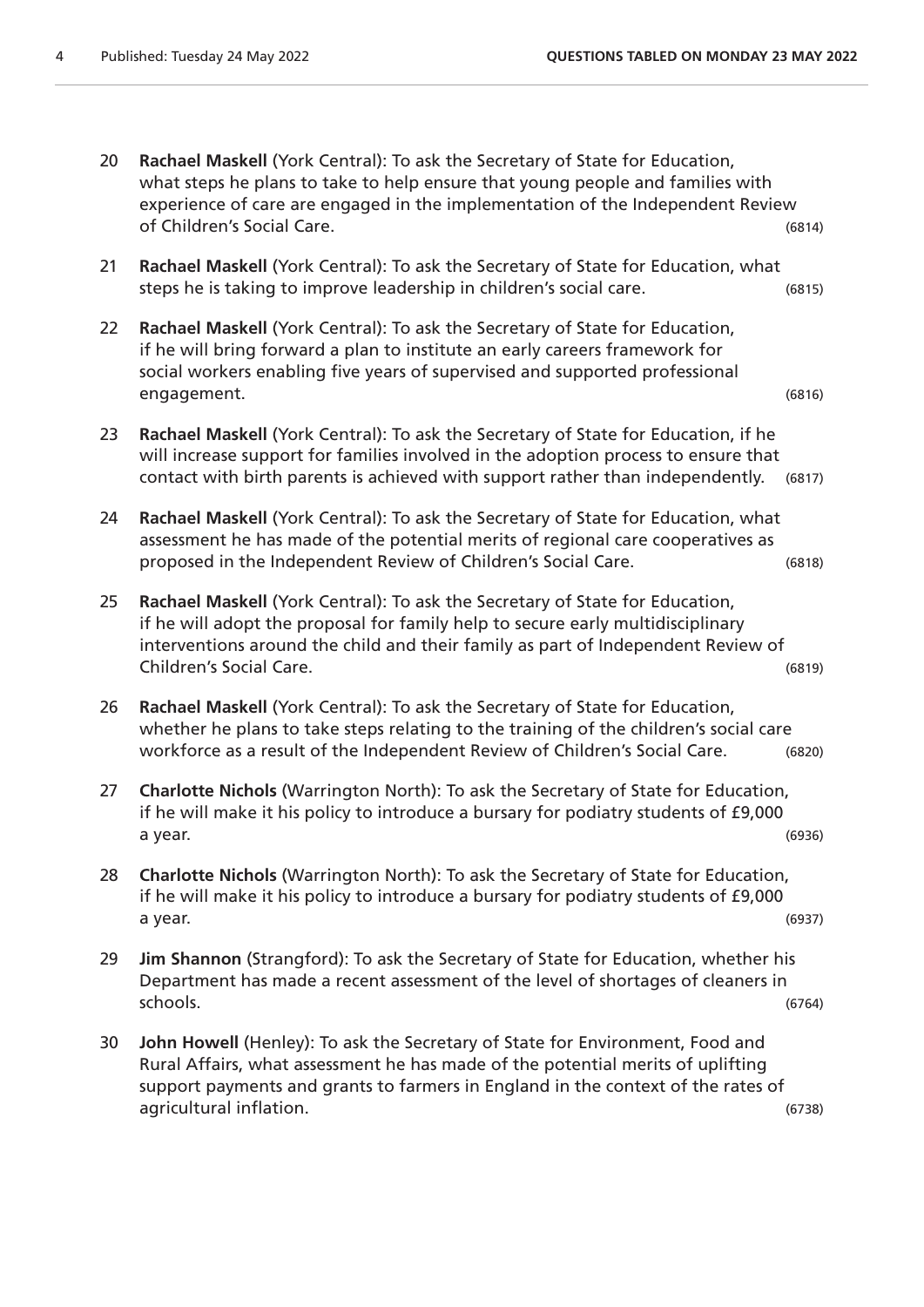20 **Rachael Maskell** (York Central): To ask the Secretary of State for Education, what steps he plans to take to help ensure that young people and families with experience of care are engaged in the implementation of the Independent Review of Children's Social Care. (6814)

21 **Rachael Maskell** (York Central): To ask the Secretary of State for Education, what steps he is taking to improve leadership in children's social care. (6815)

22 **Rachael Maskell** (York Central): To ask the Secretary of State for Education, if he will bring forward a plan to institute an early careers framework for social workers enabling five years of supervised and supported professional engagement. (6816)

23 **Rachael Maskell** (York Central): To ask the Secretary of State for Education, if he will increase support for families involved in the adoption process to ensure that contact with birth parents is achieved with support rather than independently. (6817)

24 **Rachael Maskell** (York Central): To ask the Secretary of State for Education, what assessment he has made of the potential merits of regional care cooperatives as proposed in the Independent Review of Children's Social Care. (6818)

25 **Rachael Maskell** (York Central): To ask the Secretary of State for Education, if he will adopt the proposal for family help to secure early multidisciplinary interventions around the child and their family as part of Independent Review of Children's Social Care. (6819)

26 **Rachael Maskell** (York Central): To ask the Secretary of State for Education, whether he plans to take steps relating to the training of the children's social care workforce as a result of the Independent Review of Children's Social Care. (6820)

27 **Charlotte Nichols** (Warrington North): To ask the Secretary of State for Education, if he will make it his policy to introduce a bursary for podiatry students of £9,000 a year. (6936)

28 **Charlotte Nichols** (Warrington North): To ask the Secretary of State for Education, if he will make it his policy to introduce a bursary for podiatry students of £9,000 a year. (6937)

29 **Jim Shannon** (Strangford): To ask the Secretary of State for Education, whether his Department has made a recent assessment of the level of shortages of cleaners in schools. (6764)

30 **John Howell** (Henley): To ask the Secretary of State for Environment, Food and Rural Affairs, what assessment he has made of the potential merits of uplifting support payments and grants to farmers in England in the context of the rates of agricultural inflation. (6738)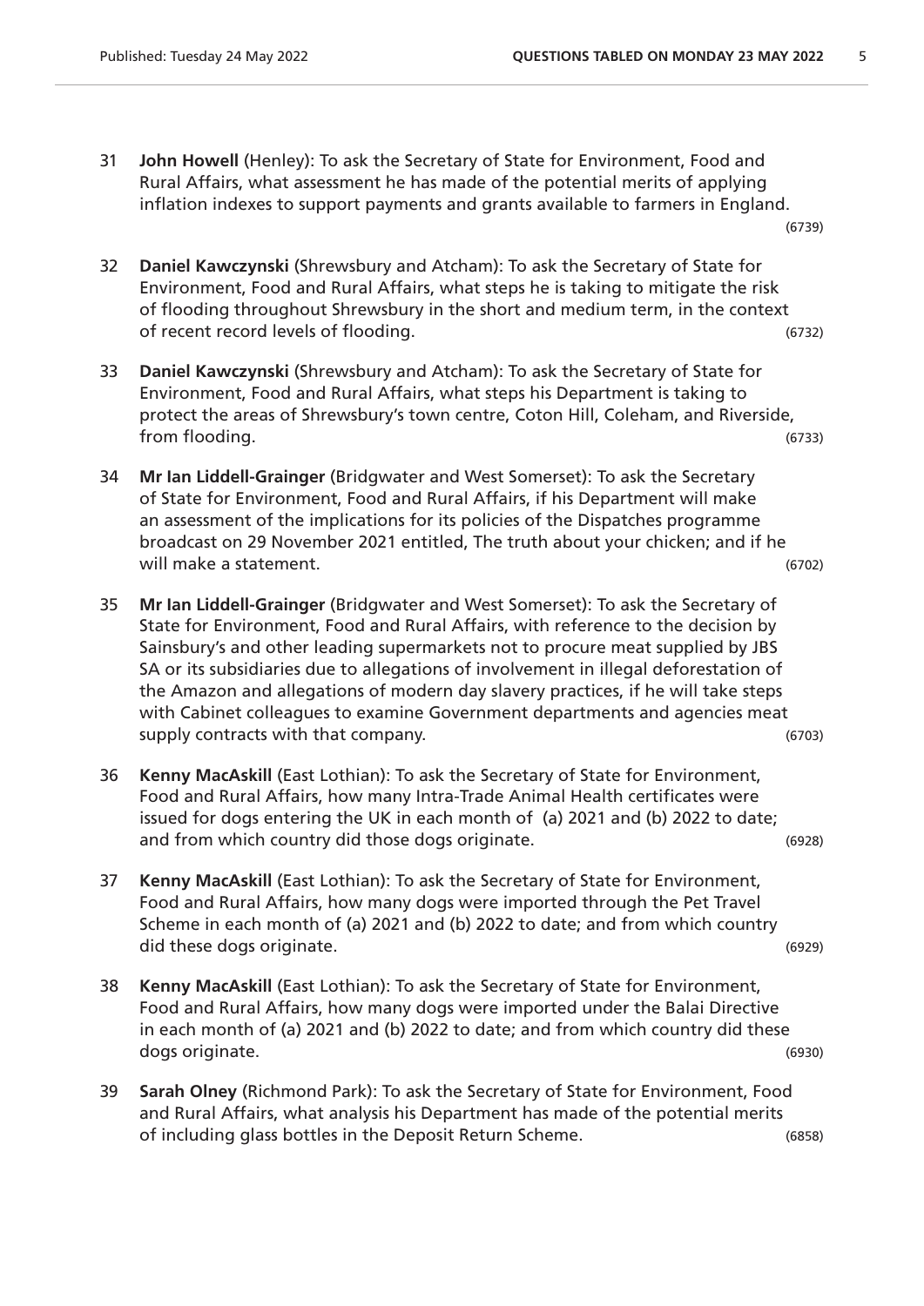31 **John Howell** (Henley): To ask the Secretary of State for Environment, Food and Rural Affairs, what assessment he has made of the potential merits of applying inflation indexes to support payments and grants available to farmers in England. (6739)

32 **Daniel Kawczynski** (Shrewsbury and Atcham): To ask the Secretary of State for Environment, Food and Rural Affairs, what steps he is taking to mitigate the risk of flooding throughout Shrewsbury in the short and medium term, in the context of recent record levels of flooding. (6732)

33 **Daniel Kawczynski** (Shrewsbury and Atcham): To ask the Secretary of State for Environment, Food and Rural Affairs, what steps his Department is taking to protect the areas of Shrewsbury's town centre, Coton Hill, Coleham, and Riverside, from flooding. (6733)

34 **Mr Ian Liddell-Grainger** (Bridgwater and West Somerset): To ask the Secretary of State for Environment, Food and Rural Affairs, if his Department will make an assessment of the implications for its policies of the Dispatches programme broadcast on 29 November 2021 entitled, The truth about your chicken; and if he will make a statement. (6702)

35 **Mr Ian Liddell-Grainger** (Bridgwater and West Somerset): To ask the Secretary of State for Environment, Food and Rural Affairs, with reference to the decision by Sainsbury's and other leading supermarkets not to procure meat supplied by JBS SA or its subsidiaries due to allegations of involvement in illegal deforestation of the Amazon and allegations of modern day slavery practices, if he will take steps with Cabinet colleagues to examine Government departments and agencies meat supply contracts with that company. (6703)

36 **Kenny MacAskill** (East Lothian): To ask the Secretary of State for Environment, Food and Rural Affairs, how many Intra-Trade Animal Health certificates were issued for dogs entering the UK in each month of (a) 2021 and (b) 2022 to date; and from which country did those dogs originate. (6928)

37 **Kenny MacAskill** (East Lothian): To ask the Secretary of State for Environment, Food and Rural Affairs, how many dogs were imported through the Pet Travel Scheme in each month of (a) 2021 and (b) 2022 to date; and from which country did these dogs originate. (6929)

38 **Kenny MacAskill** (East Lothian): To ask the Secretary of State for Environment, Food and Rural Affairs, how many dogs were imported under the Balai Directive in each month of (a) 2021 and (b) 2022 to date; and from which country did these dogs originate. (6930)

39 **Sarah Olney** (Richmond Park): To ask the Secretary of State for Environment, Food and Rural Affairs, what analysis his Department has made of the potential merits of including glass bottles in the Deposit Return Scheme. (6858)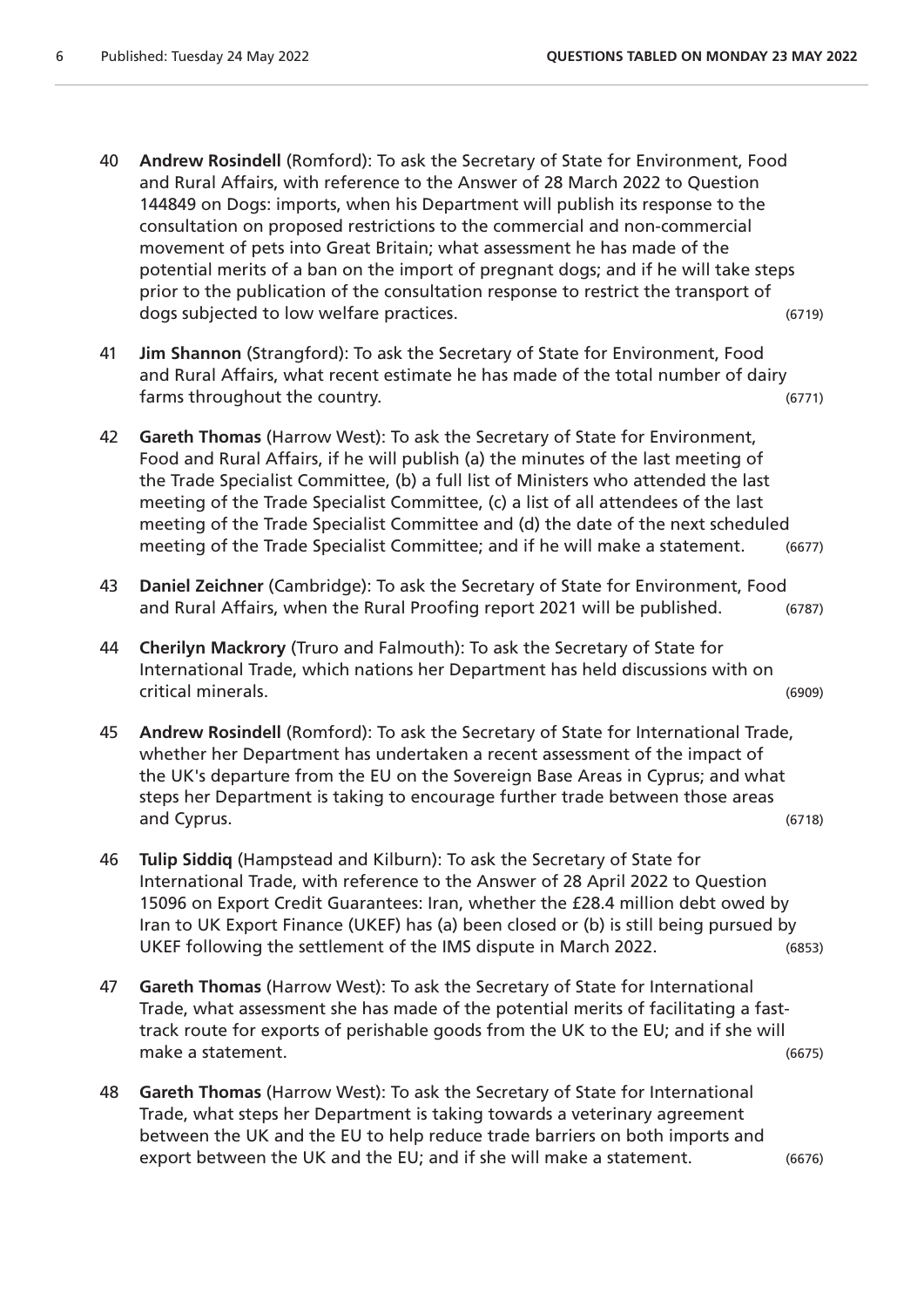40 **Andrew Rosindell** (Romford): To ask the Secretary of State for Environment, Food and Rural Affairs, with reference to the Answer of 28 March 2022 to Question 144849 on Dogs: imports, when his Department will publish its response to the consultation on proposed restrictions to the commercial and non-commercial movement of pets into Great Britain; what assessment he has made of the potential merits of a ban on the import of pregnant dogs; and if he will take steps prior to the publication of the consultation response to restrict the transport of dogs subjected to low welfare practices. (6719)

41 **Jim Shannon** (Strangford): To ask the Secretary of State for Environment, Food and Rural Affairs, what recent estimate he has made of the total number of dairy farms throughout the country. (6771)

42 **Gareth Thomas** (Harrow West): To ask the Secretary of State for Environment, Food and Rural Affairs, if he will publish (a) the minutes of the last meeting of the Trade Specialist Committee, (b) a full list of Ministers who attended the last meeting of the Trade Specialist Committee, (c) a list of all attendees of the last meeting of the Trade Specialist Committee and (d) the date of the next scheduled meeting of the Trade Specialist Committee; and if he will make a statement. (6677)

43 **Daniel Zeichner** (Cambridge): To ask the Secretary of State for Environment, Food and Rural Affairs, when the Rural Proofing report 2021 will be published. (6787)

44 **Cherilyn Mackrory** (Truro and Falmouth): To ask the Secretary of State for International Trade, which nations her Department has held discussions with on critical minerals. (6909)

45 **Andrew Rosindell** (Romford): To ask the Secretary of State for International Trade, whether her Department has undertaken a recent assessment of the impact of the UK's departure from the EU on the Sovereign Base Areas in Cyprus; and what steps her Department is taking to encourage further trade between those areas and Cyprus. (6718)

46 **Tulip Siddiq** (Hampstead and Kilburn): To ask the Secretary of State for International Trade, with reference to the Answer of 28 April 2022 to Question 15096 on Export Credit Guarantees: Iran, whether the £28.4 million debt owed by Iran to UK Export Finance (UKEF) has (a) been closed or (b) is still being pursued by UKEF following the settlement of the IMS dispute in March 2022. (6853)

47 **Gareth Thomas** (Harrow West): To ask the Secretary of State for International Trade, what assessment she has made of the potential merits of facilitating a fast-track route for exports of perishable goods from the UK to the EU; and if she will make a statement. (6675)

48 **Gareth Thomas** (Harrow West): To ask the Secretary of State for International Trade, what steps her Department is taking towards a veterinary agreement between the UK and the EU to help reduce trade barriers on both imports and export between the UK and the EU; and if she will make a statement. (6676)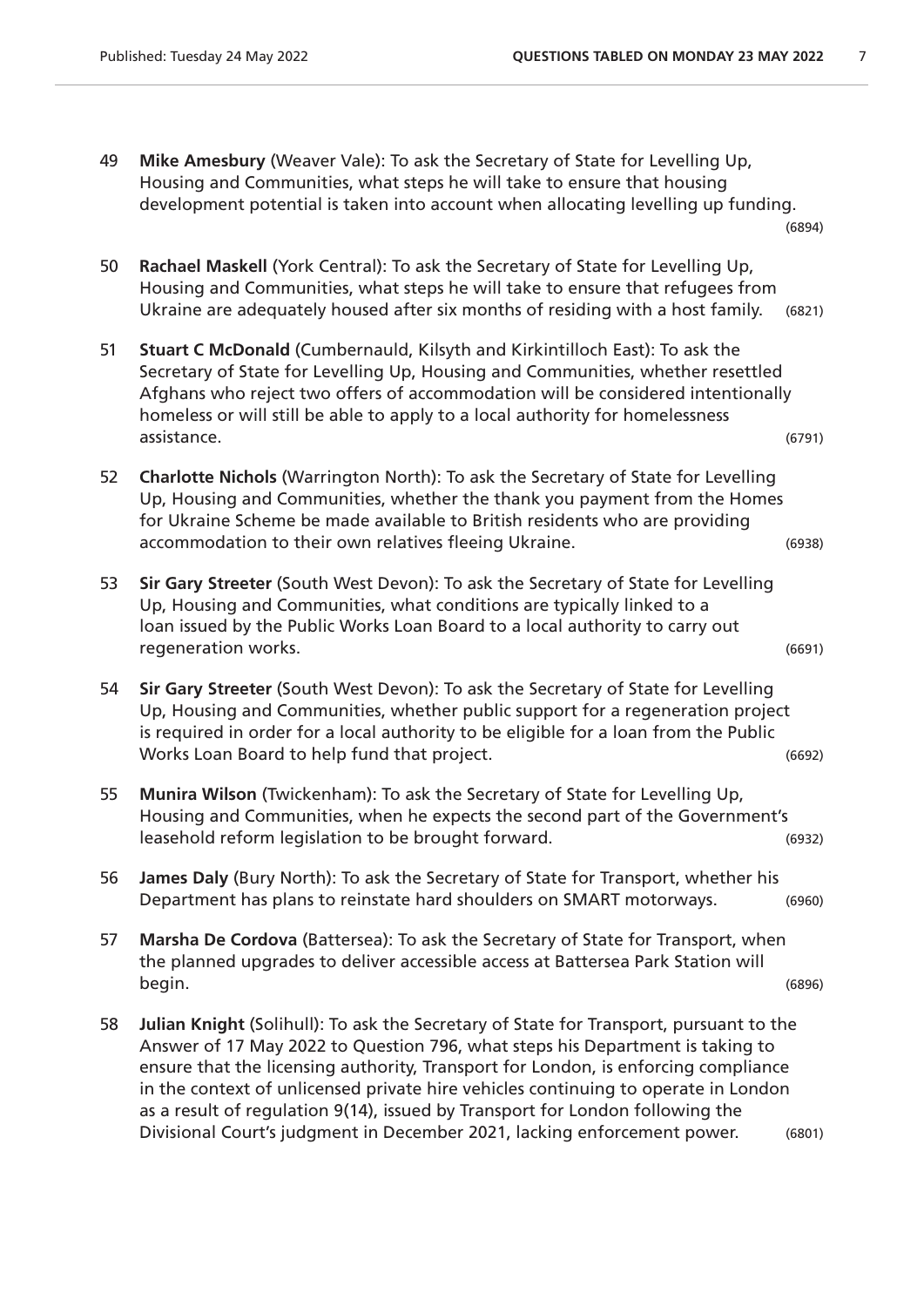49 **Mike Amesbury** (Weaver Vale): To ask the Secretary of State for Levelling Up, Housing and Communities, what steps he will take to ensure that housing development potential is taken into account when allocating levelling up funding. (6894)

50 **Rachael Maskell** (York Central): To ask the Secretary of State for Levelling Up, Housing and Communities, what steps he will take to ensure that refugees from Ukraine are adequately housed after six months of residing with a host family. (6821)

51 **Stuart C McDonald** (Cumbernauld, Kilsyth and Kirkintilloch East): To ask the Secretary of State for Levelling Up, Housing and Communities, whether resettled Afghans who reject two offers of accommodation will be considered intentionally homeless or will still be able to apply to a local authority for homelessness assistance. (6791)

52 **Charlotte Nichols** (Warrington North): To ask the Secretary of State for Levelling Up, Housing and Communities, whether the thank you payment from the Homes for Ukraine Scheme be made available to British residents who are providing accommodation to their own relatives fleeing Ukraine. (6938)

53 **Sir Gary Streeter** (South West Devon): To ask the Secretary of State for Levelling Up, Housing and Communities, what conditions are typically linked to a loan issued by the Public Works Loan Board to a local authority to carry out regeneration works. (6691)

54 **Sir Gary Streeter** (South West Devon): To ask the Secretary of State for Levelling Up, Housing and Communities, whether public support for a regeneration project is required in order for a local authority to be eligible for a loan from the Public Works Loan Board to help fund that project. (6692)

55 **Munira Wilson** (Twickenham): To ask the Secretary of State for Levelling Up, Housing and Communities, when he expects the second part of the Government's leasehold reform legislation to be brought forward. (6932)

56 **James Daly** (Bury North): To ask the Secretary of State for Transport, whether his Department has plans to reinstate hard shoulders on SMART motorways. (6960)

57 **Marsha De Cordova** (Battersea): To ask the Secretary of State for Transport, when the planned upgrades to deliver accessible access at Battersea Park Station will begin. (6896)

58 **Julian Knight** (Solihull): To ask the Secretary of State for Transport, pursuant to the Answer of 17 May 2022 to Question 796, what steps his Department is taking to ensure that the licensing authority, Transport for London, is enforcing compliance in the context of unlicensed private hire vehicles continuing to operate in London as a result of regulation 9(14), issued by Transport for London following the Divisional Court's judgment in December 2021, lacking enforcement power. (6801)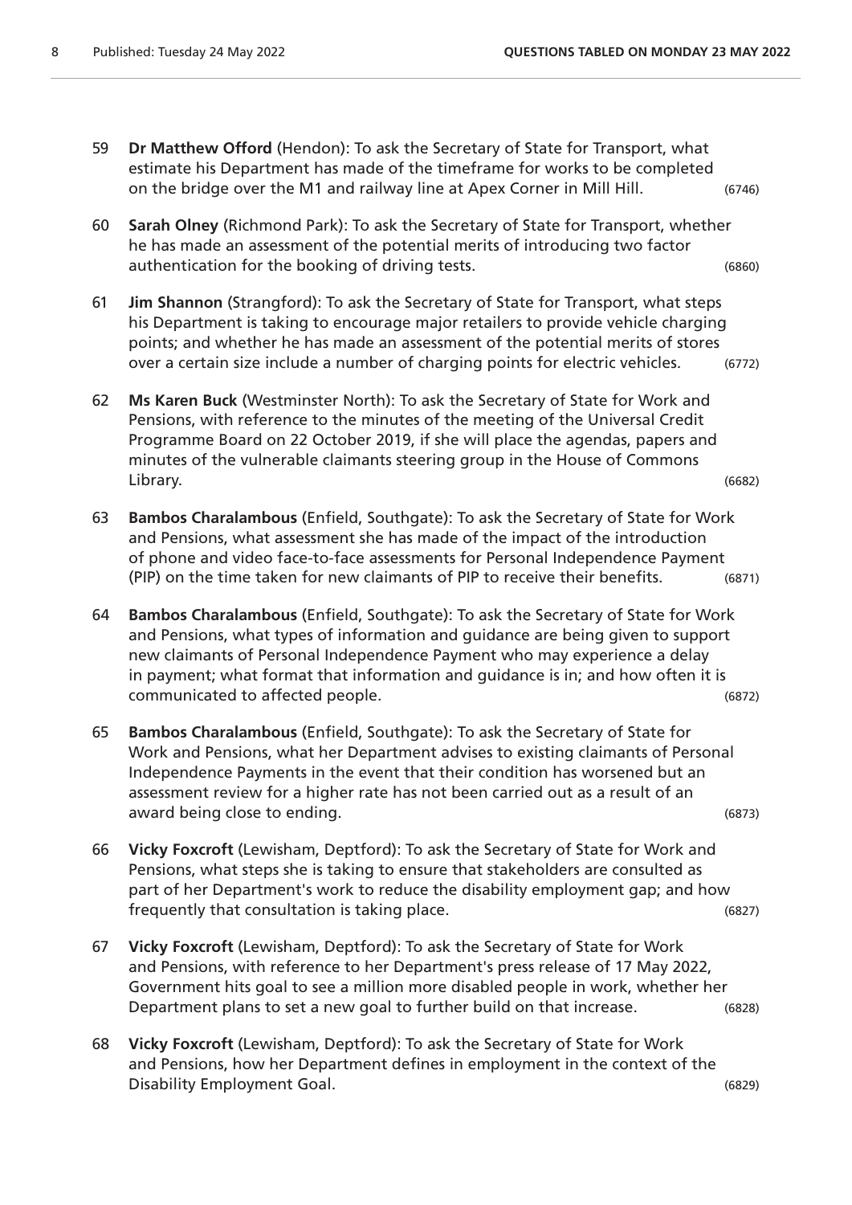59 **Dr Matthew Offord** (Hendon): To ask the Secretary of State for Transport, what estimate his Department has made of the timeframe for works to be completed on the bridge over the M1 and railway line at Apex Corner in Mill Hill. (6746)

60 **Sarah Olney** (Richmond Park): To ask the Secretary of State for Transport, whether he has made an assessment of the potential merits of introducing two factor authentication for the booking of driving tests. (6860)

61 **Jim Shannon** (Strangford): To ask the Secretary of State for Transport, what steps his Department is taking to encourage major retailers to provide vehicle charging points; and whether he has made an assessment of the potential merits of stores over a certain size include a number of charging points for electric vehicles. (6772)

62 **Ms Karen Buck** (Westminster North): To ask the Secretary of State for Work and Pensions, with reference to the minutes of the meeting of the Universal Credit Programme Board on 22 October 2019, if she will place the agendas, papers and minutes of the vulnerable claimants steering group in the House of Commons Library. (6682)

63 **Bambos Charalambous** (Enfield, Southgate): To ask the Secretary of State for Work and Pensions, what assessment she has made of the impact of the introduction of phone and video face-to-face assessments for Personal Independence Payment (PIP) on the time taken for new claimants of PIP to receive their benefits. (6871)

64 **Bambos Charalambous** (Enfield, Southgate): To ask the Secretary of State for Work and Pensions, what types of information and guidance are being given to support new claimants of Personal Independence Payment who may experience a delay in payment; what format that information and guidance is in; and how often it is communicated to affected people. (6872)

65 **Bambos Charalambous** (Enfield, Southgate): To ask the Secretary of State for Work and Pensions, what her Department advises to existing claimants of Personal Independence Payments in the event that their condition has worsened but an assessment review for a higher rate has not been carried out as a result of an award being close to ending. (6873)

66 **Vicky Foxcroft** (Lewisham, Deptford): To ask the Secretary of State for Work and Pensions, what steps she is taking to ensure that stakeholders are consulted as part of her Department's work to reduce the disability employment gap; and how frequently that consultation is taking place. (6827)

67 **Vicky Foxcroft** (Lewisham, Deptford): To ask the Secretary of State for Work and Pensions, with reference to her Department's press release of 17 May 2022, Government hits goal to see a million more disabled people in work, whether her Department plans to set a new goal to further build on that increase. (6828)

68 **Vicky Foxcroft** (Lewisham, Deptford): To ask the Secretary of State for Work and Pensions, how her Department defines in employment in the context of the Disability Employment Goal. (6829)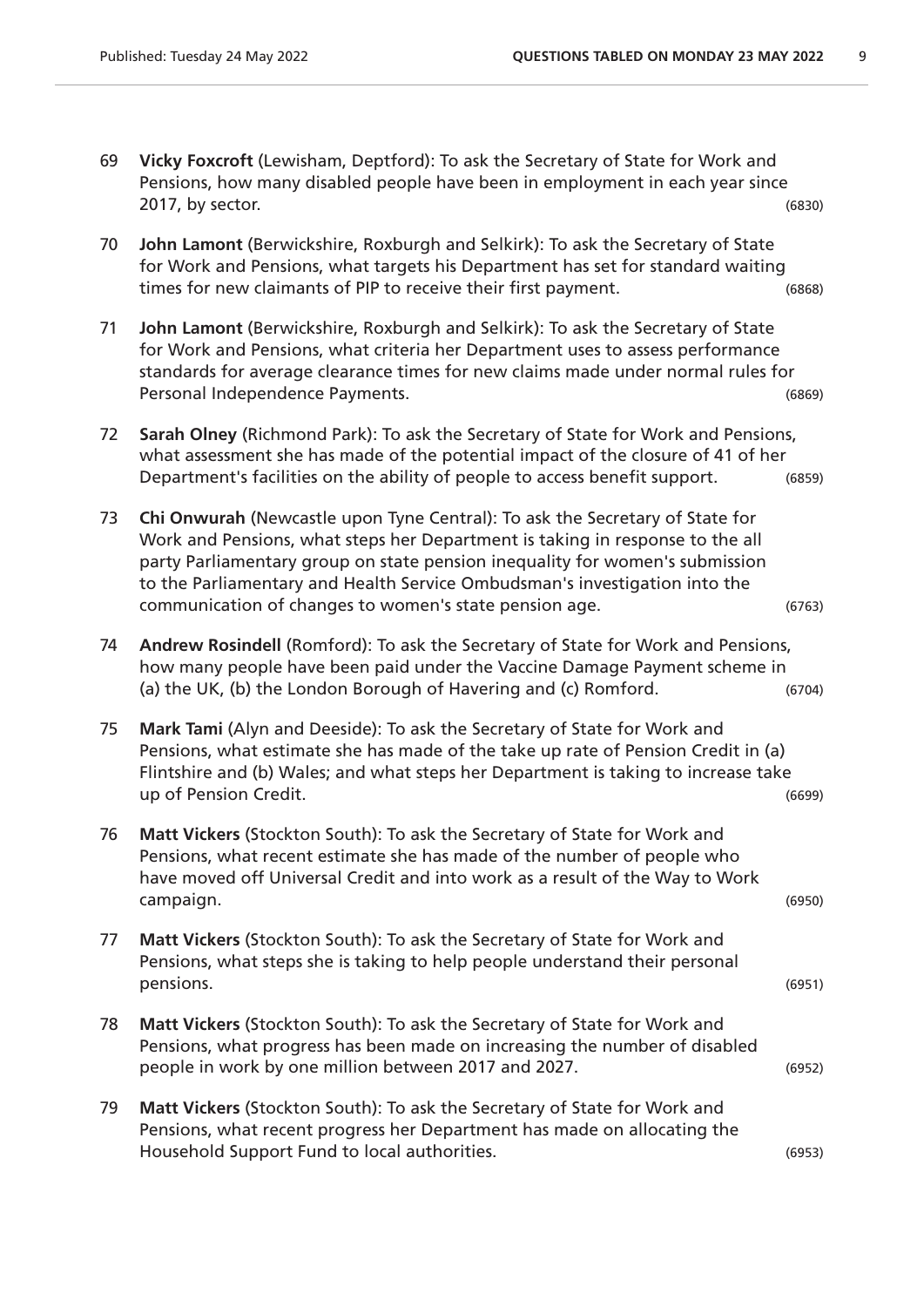69 **Vicky Foxcroft** (Lewisham, Deptford): To ask the Secretary of State for Work and Pensions, how many disabled people have been in employment in each year since 2017, by sector. (6830)

70 **John Lamont** (Berwickshire, Roxburgh and Selkirk): To ask the Secretary of State for Work and Pensions, what targets his Department has set for standard waiting times for new claimants of PIP to receive their first payment. (6868)

71 **John Lamont** (Berwickshire, Roxburgh and Selkirk): To ask the Secretary of State for Work and Pensions, what criteria her Department uses to assess performance standards for average clearance times for new claims made under normal rules for Personal Independence Payments. (6869)

72 **Sarah Olney** (Richmond Park): To ask the Secretary of State for Work and Pensions, what assessment she has made of the potential impact of the closure of 41 of her Department's facilities on the ability of people to access benefit support. (6859)

73 **Chi Onwurah** (Newcastle upon Tyne Central): To ask the Secretary of State for Work and Pensions, what steps her Department is taking in response to the all party Parliamentary group on state pension inequality for women's submission to the Parliamentary and Health Service Ombudsman's investigation into the communication of changes to women's state pension age. (6763)

74 **Andrew Rosindell** (Romford): To ask the Secretary of State for Work and Pensions, how many people have been paid under the Vaccine Damage Payment scheme in (a) the UK, (b) the London Borough of Havering and (c) Romford. (6704)

75 **Mark Tami** (Alyn and Deeside): To ask the Secretary of State for Work and Pensions, what estimate she has made of the take up rate of Pension Credit in (a) Flintshire and (b) Wales; and what steps her Department is taking to increase take up of Pension Credit. (6699)

76 **Matt Vickers** (Stockton South): To ask the Secretary of State for Work and Pensions, what recent estimate she has made of the number of people who have moved off Universal Credit and into work as a result of the Way to Work campaign. (6950)

77 **Matt Vickers** (Stockton South): To ask the Secretary of State for Work and Pensions, what steps she is taking to help people understand their personal pensions. (6951)

78 **Matt Vickers** (Stockton South): To ask the Secretary of State for Work and Pensions, what progress has been made on increasing the number of disabled people in work by one million between 2017 and 2027. (6952)

79 **Matt Vickers** (Stockton South): To ask the Secretary of State for Work and Pensions, what recent progress her Department has made on allocating the Household Support Fund to local authorities. (6953)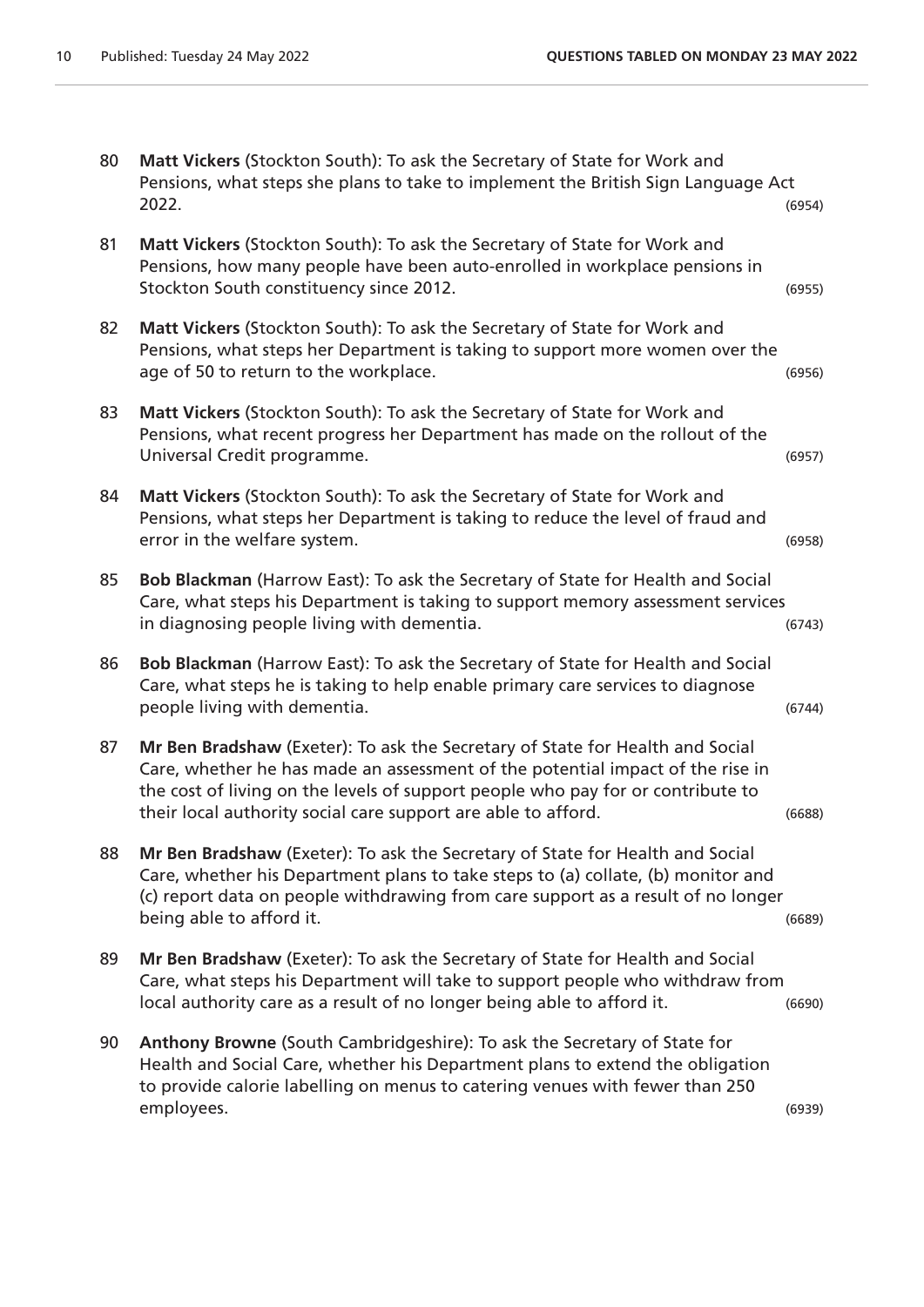80 **Matt Vickers** (Stockton South): To ask the Secretary of State for Work and Pensions, what steps she plans to take to implement the British Sign Language Act 2022. (6954)

81 **Matt Vickers** (Stockton South): To ask the Secretary of State for Work and Pensions, how many people have been auto-enrolled in workplace pensions in Stockton South constituency since 2012. (6955)

82 **Matt Vickers** (Stockton South): To ask the Secretary of State for Work and Pensions, what steps her Department is taking to support more women over the age of 50 to return to the workplace. (6956)

83 **Matt Vickers** (Stockton South): To ask the Secretary of State for Work and Pensions, what recent progress her Department has made on the rollout of the Universal Credit programme. (6957)

84 **Matt Vickers** (Stockton South): To ask the Secretary of State for Work and Pensions, what steps her Department is taking to reduce the level of fraud and error in the welfare system. (6958)

85 **Bob Blackman** (Harrow East): To ask the Secretary of State for Health and Social Care, what steps his Department is taking to support memory assessment services in diagnosing people living with dementia. (6743)

86 **Bob Blackman** (Harrow East): To ask the Secretary of State for Health and Social Care, what steps he is taking to help enable primary care services to diagnose people living with dementia. (6744)

87 **Mr Ben Bradshaw** (Exeter): To ask the Secretary of State for Health and Social Care, whether he has made an assessment of the potential impact of the rise in the cost of living on the levels of support people who pay for or contribute to their local authority social care support are able to afford. (6688)

88 **Mr Ben Bradshaw** (Exeter): To ask the Secretary of State for Health and Social Care, whether his Department plans to take steps to (a) collate, (b) monitor and (c) report data on people withdrawing from care support as a result of no longer being able to afford it. (6689)

89 **Mr Ben Bradshaw** (Exeter): To ask the Secretary of State for Health and Social Care, what steps his Department will take to support people who withdraw from local authority care as a result of no longer being able to afford it. (6690)

90 **Anthony Browne** (South Cambridgeshire): To ask the Secretary of State for Health and Social Care, whether his Department plans to extend the obligation to provide calorie labelling on menus to catering venues with fewer than 250 employees. (6939)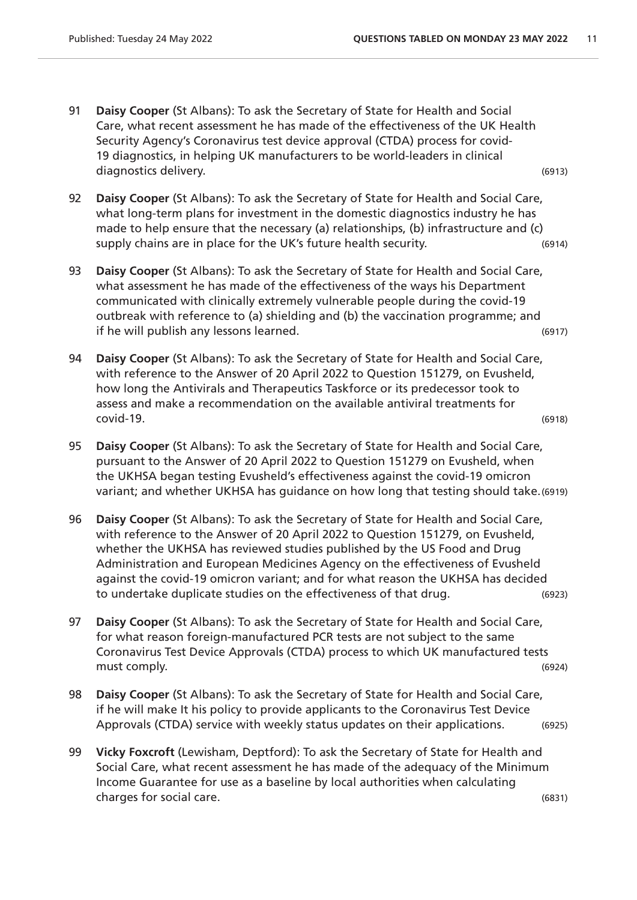91 **Daisy Cooper** (St Albans): To ask the Secretary of State for Health and Social Care, what recent assessment he has made of the effectiveness of the UK Health Security Agency's Coronavirus test device approval (CTDA) process for covid-19 diagnostics, in helping UK manufacturers to be world-leaders in clinical diagnostics delivery. (6913)

92 **Daisy Cooper** (St Albans): To ask the Secretary of State for Health and Social Care, what long-term plans for investment in the domestic diagnostics industry he has made to help ensure that the necessary (a) relationships, (b) infrastructure and (c) supply chains are in place for the UK's future health security. (6914)

93 **Daisy Cooper** (St Albans): To ask the Secretary of State for Health and Social Care, what assessment he has made of the effectiveness of the ways his Department communicated with clinically extremely vulnerable people during the covid-19 outbreak with reference to (a) shielding and (b) the vaccination programme; and if he will publish any lessons learned. (6917)

94 **Daisy Cooper** (St Albans): To ask the Secretary of State for Health and Social Care, with reference to the Answer of 20 April 2022 to Question 151279, on Evusheld, how long the Antivirals and Therapeutics Taskforce or its predecessor took to assess and make a recommendation on the available antiviral treatments for covid-19. (6918)

95 **Daisy Cooper** (St Albans): To ask the Secretary of State for Health and Social Care, pursuant to the Answer of 20 April 2022 to Question 151279 on Evusheld, when the UKHSA began testing Evusheld's effectiveness against the covid-19 omicron variant; and whether UKHSA has guidance on how long that testing should take. (6919)

96 **Daisy Cooper** (St Albans): To ask the Secretary of State for Health and Social Care, with reference to the Answer of 20 April 2022 to Question 151279, on Evusheld, whether the UKHSA has reviewed studies published by the US Food and Drug Administration and European Medicines Agency on the effectiveness of Evusheld against the covid-19 omicron variant; and for what reason the UKHSA has decided to undertake duplicate studies on the effectiveness of that drug. (6923)

97 **Daisy Cooper** (St Albans): To ask the Secretary of State for Health and Social Care, for what reason foreign-manufactured PCR tests are not subject to the same Coronavirus Test Device Approvals (CTDA) process to which UK manufactured tests must comply. (6924)

98 **Daisy Cooper** (St Albans): To ask the Secretary of State for Health and Social Care, if he will make It his policy to provide applicants to the Coronavirus Test Device Approvals (CTDA) service with weekly status updates on their applications. (6925)

99 **Vicky Foxcroft** (Lewisham, Deptford): To ask the Secretary of State for Health and Social Care, what recent assessment he has made of the adequacy of the Minimum Income Guarantee for use as a baseline by local authorities when calculating charges for social care. (6831)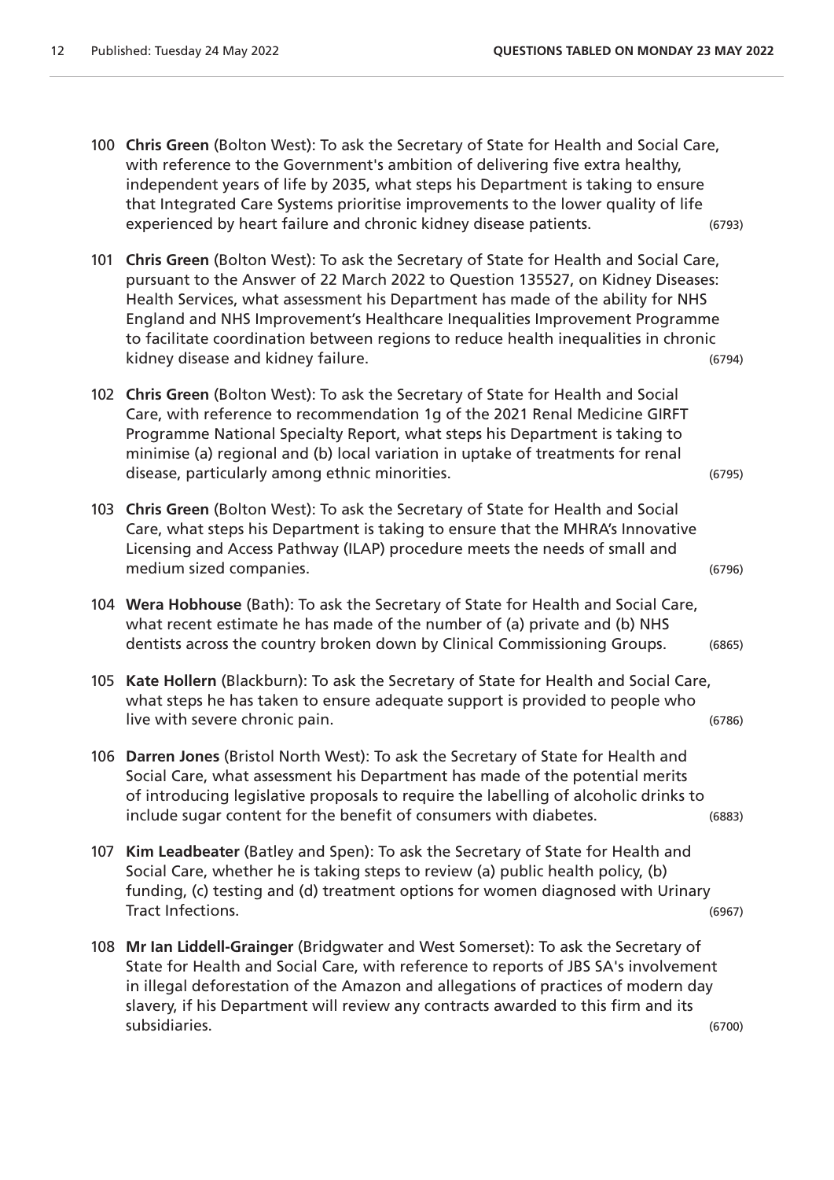100 **Chris Green** (Bolton West): To ask the Secretary of State for Health and Social Care, with reference to the Government's ambition of delivering five extra healthy, independent years of life by 2035, what steps his Department is taking to ensure that Integrated Care Systems prioritise improvements to the lower quality of life experienced by heart failure and chronic kidney disease patients. (6793)

101 **Chris Green** (Bolton West): To ask the Secretary of State for Health and Social Care, pursuant to the Answer of 22 March 2022 to Question 135527, on Kidney Diseases: Health Services, what assessment his Department has made of the ability for NHS England and NHS Improvement's Healthcare Inequalities Improvement Programme to facilitate coordination between regions to reduce health inequalities in chronic kidney disease and kidney failure. (6794)

102 **Chris Green** (Bolton West): To ask the Secretary of State for Health and Social Care, with reference to recommendation 1g of the 2021 Renal Medicine GIRFT Programme National Specialty Report, what steps his Department is taking to minimise (a) regional and (b) local variation in uptake of treatments for renal disease, particularly among ethnic minorities. (6795)

103 **Chris Green** (Bolton West): To ask the Secretary of State for Health and Social Care, what steps his Department is taking to ensure that the MHRA's Innovative Licensing and Access Pathway (ILAP) procedure meets the needs of small and medium sized companies. (6796)

104 **Wera Hobhouse** (Bath): To ask the Secretary of State for Health and Social Care, what recent estimate he has made of the number of (a) private and (b) NHS dentists across the country broken down by Clinical Commissioning Groups. (6865)

105 **Kate Hollern** (Blackburn): To ask the Secretary of State for Health and Social Care, what steps he has taken to ensure adequate support is provided to people who live with severe chronic pain. (6786)

106 **Darren Jones** (Bristol North West): To ask the Secretary of State for Health and Social Care, what assessment his Department has made of the potential merits of introducing legislative proposals to require the labelling of alcoholic drinks to include sugar content for the benefit of consumers with diabetes. (6883)

107 **Kim Leadbeater** (Batley and Spen): To ask the Secretary of State for Health and Social Care, whether he is taking steps to review (a) public health policy, (b) funding, (c) testing and (d) treatment options for women diagnosed with Urinary Tract Infections. (6967)

108 **Mr Ian Liddell-Grainger** (Bridgwater and West Somerset): To ask the Secretary of State for Health and Social Care, with reference to reports of JBS SA's involvement in illegal deforestation of the Amazon and allegations of practices of modern day slavery, if his Department will review any contracts awarded to this firm and its subsidiaries. (6700)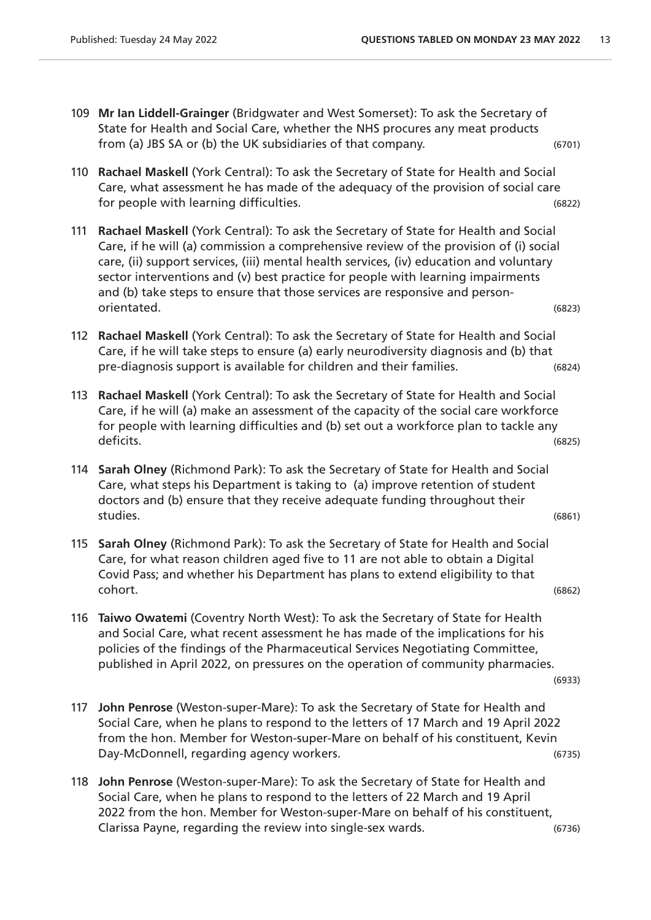109 **Mr Ian Liddell-Grainger** (Bridgwater and West Somerset): To ask the Secretary of State for Health and Social Care, whether the NHS procures any meat products from (a) JBS SA or (b) the UK subsidiaries of that company. (6701)

110 **Rachael Maskell** (York Central): To ask the Secretary of State for Health and Social Care, what assessment he has made of the adequacy of the provision of social care for people with learning difficulties. (6822)

111 **Rachael Maskell** (York Central): To ask the Secretary of State for Health and Social Care, if he will (a) commission a comprehensive review of the provision of (i) social care, (ii) support services, (iii) mental health services, (iv) education and voluntary sector interventions and (v) best practice for people with learning impairments and (b) take steps to ensure that those services are responsive and person-orientated. (6823)

112 **Rachael Maskell** (York Central): To ask the Secretary of State for Health and Social Care, if he will take steps to ensure (a) early neurodiversity diagnosis and (b) that pre-diagnosis support is available for children and their families. (6824)

113 **Rachael Maskell** (York Central): To ask the Secretary of State for Health and Social Care, if he will (a) make an assessment of the capacity of the social care workforce for people with learning difficulties and (b) set out a workforce plan to tackle any deficits. (6825)

114 **Sarah Olney** (Richmond Park): To ask the Secretary of State for Health and Social Care, what steps his Department is taking to (a) improve retention of student doctors and (b) ensure that they receive adequate funding throughout their studies. (6861)

115 **Sarah Olney** (Richmond Park): To ask the Secretary of State for Health and Social Care, for what reason children aged five to 11 are not able to obtain a Digital Covid Pass; and whether his Department has plans to extend eligibility to that cohort. (6862)

116 **Taiwo Owatemi** (Coventry North West): To ask the Secretary of State for Health and Social Care, what recent assessment he has made of the implications for his policies of the findings of the Pharmaceutical Services Negotiating Committee, published in April 2022, on pressures on the operation of community pharmacies. (6933)

117 **John Penrose** (Weston-super-Mare): To ask the Secretary of State for Health and Social Care, when he plans to respond to the letters of 17 March and 19 April 2022 from the hon. Member for Weston-super-Mare on behalf of his constituent, Kevin Day-McDonnell, regarding agency workers. (6735)

118 **John Penrose** (Weston-super-Mare): To ask the Secretary of State for Health and Social Care, when he plans to respond to the letters of 22 March and 19 April 2022 from the hon. Member for Weston-super-Mare on behalf of his constituent, Clarissa Payne, regarding the review into single-sex wards. (6736)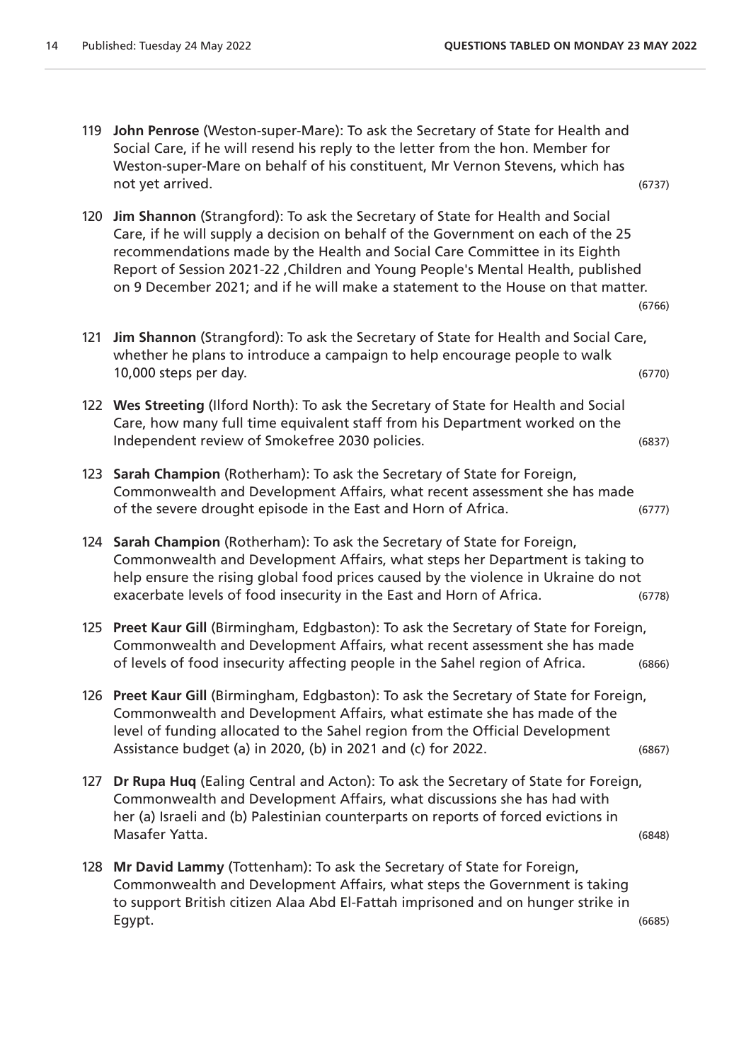119 **John Penrose** (Weston-super-Mare): To ask the Secretary of State for Health and Social Care, if he will resend his reply to the letter from the hon. Member for Weston-super-Mare on behalf of his constituent, Mr Vernon Stevens, which has not yet arrived. (6737)

120 **Jim Shannon** (Strangford): To ask the Secretary of State for Health and Social Care, if he will supply a decision on behalf of the Government on each of the 25 recommendations made by the Health and Social Care Committee in its Eighth Report of Session 2021-22 ,Children and Young People's Mental Health, published on 9 December 2021; and if he will make a statement to the House on that matter. (6766)

121 **Jim Shannon** (Strangford): To ask the Secretary of State for Health and Social Care, whether he plans to introduce a campaign to help encourage people to walk 10,000 steps per day. (6770)

122 **Wes Streeting** (Ilford North): To ask the Secretary of State for Health and Social Care, how many full time equivalent staff from his Department worked on the Independent review of Smokefree 2030 policies. (6837)

123 **Sarah Champion** (Rotherham): To ask the Secretary of State for Foreign, Commonwealth and Development Affairs, what recent assessment she has made of the severe drought episode in the East and Horn of Africa. (6777)

124 **Sarah Champion** (Rotherham): To ask the Secretary of State for Foreign, Commonwealth and Development Affairs, what steps her Department is taking to help ensure the rising global food prices caused by the violence in Ukraine do not exacerbate levels of food insecurity in the East and Horn of Africa. (6778)

125 **Preet Kaur Gill** (Birmingham, Edgbaston): To ask the Secretary of State for Foreign, Commonwealth and Development Affairs, what recent assessment she has made of levels of food insecurity affecting people in the Sahel region of Africa. (6866)

126 **Preet Kaur Gill** (Birmingham, Edgbaston): To ask the Secretary of State for Foreign, Commonwealth and Development Affairs, what estimate she has made of the level of funding allocated to the Sahel region from the Official Development Assistance budget (a) in 2020, (b) in 2021 and (c) for 2022. (6867)

127 **Dr Rupa Huq** (Ealing Central and Acton): To ask the Secretary of State for Foreign, Commonwealth and Development Affairs, what discussions she has had with her (a) Israeli and (b) Palestinian counterparts on reports of forced evictions in Masafer Yatta. (6848)

128 **Mr David Lammy** (Tottenham): To ask the Secretary of State for Foreign, Commonwealth and Development Affairs, what steps the Government is taking to support British citizen Alaa Abd El-Fattah imprisoned and on hunger strike in Egypt. (6685)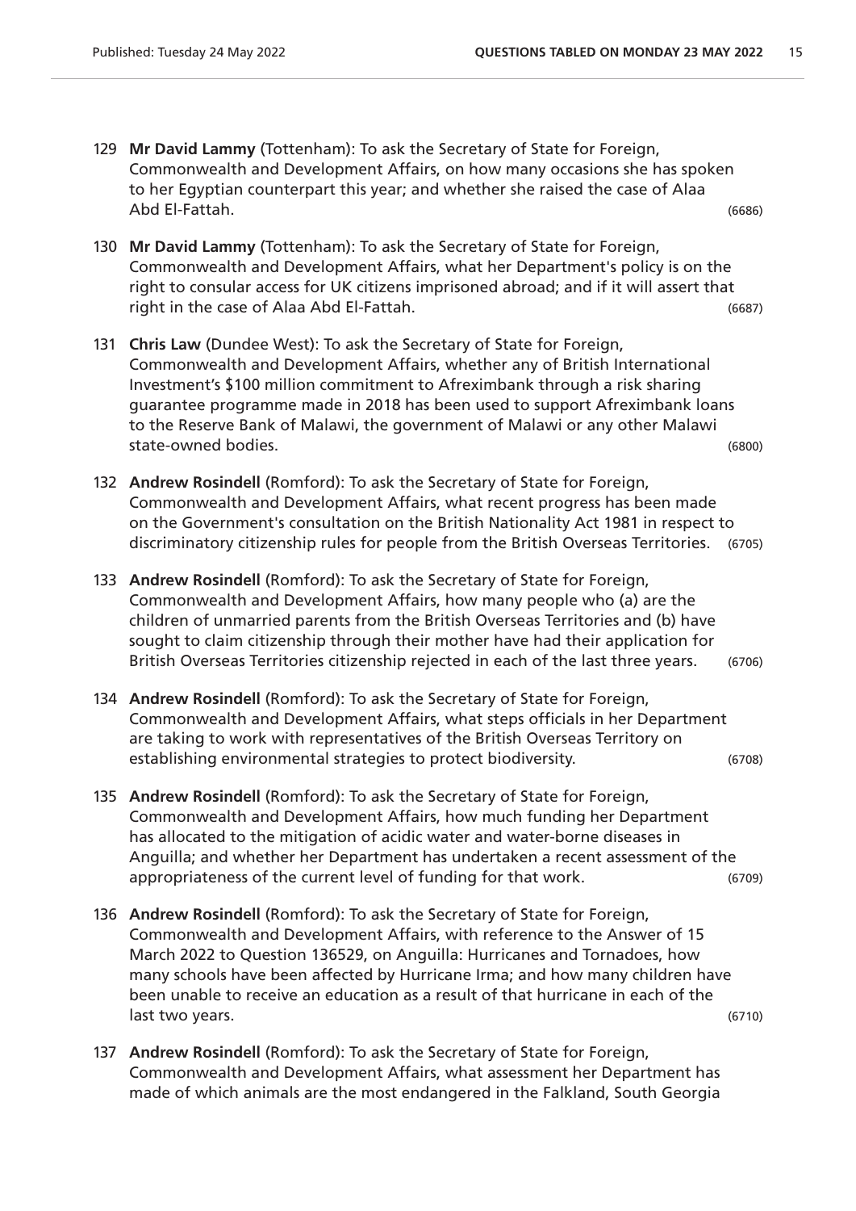129 **Mr David Lammy** (Tottenham): To ask the Secretary of State for Foreign, Commonwealth and Development Affairs, on how many occasions she has spoken to her Egyptian counterpart this year; and whether she raised the case of Alaa Abd El-Fattah. (6686)

130 **Mr David Lammy** (Tottenham): To ask the Secretary of State for Foreign, Commonwealth and Development Affairs, what her Department's policy is on the right to consular access for UK citizens imprisoned abroad; and if it will assert that right in the case of Alaa Abd El-Fattah. (6687)

131 **Chris Law** (Dundee West): To ask the Secretary of State for Foreign, Commonwealth and Development Affairs, whether any of British International Investment's $100 million commitment to Afreximbank through a risk sharing guarantee programme made in 2018 has been used to support Afreximbank loans to the Reserve Bank of Malawi, the government of Malawi or any other Malawi state-owned bodies. (6800)

132 **Andrew Rosindell** (Romford): To ask the Secretary of State for Foreign, Commonwealth and Development Affairs, what recent progress has been made on the Government's consultation on the British Nationality Act 1981 in respect to discriminatory citizenship rules for people from the British Overseas Territories. (6705)

133 **Andrew Rosindell** (Romford): To ask the Secretary of State for Foreign, Commonwealth and Development Affairs, how many people who (a) are the children of unmarried parents from the British Overseas Territories and (b) have sought to claim citizenship through their mother have had their application for British Overseas Territories citizenship rejected in each of the last three years. (6706)

134 **Andrew Rosindell** (Romford): To ask the Secretary of State for Foreign, Commonwealth and Development Affairs, what steps officials in her Department are taking to work with representatives of the British Overseas Territory on establishing environmental strategies to protect biodiversity. (6708)

135 **Andrew Rosindell** (Romford): To ask the Secretary of State for Foreign, Commonwealth and Development Affairs, how much funding her Department has allocated to the mitigation of acidic water and water-borne diseases in Anguilla; and whether her Department has undertaken a recent assessment of the appropriateness of the current level of funding for that work. (6709)

136 **Andrew Rosindell** (Romford): To ask the Secretary of State for Foreign, Commonwealth and Development Affairs, with reference to the Answer of 15 March 2022 to Question 136529, on Anguilla: Hurricanes and Tornadoes, how many schools have been affected by Hurricane Irma; and how many children have been unable to receive an education as a result of that hurricane in each of the last two years. (6710)

137 **Andrew Rosindell** (Romford): To ask the Secretary of State for Foreign, Commonwealth and Development Affairs, what assessment her Department has made of which animals are the most endangered in the Falkland, South Georgia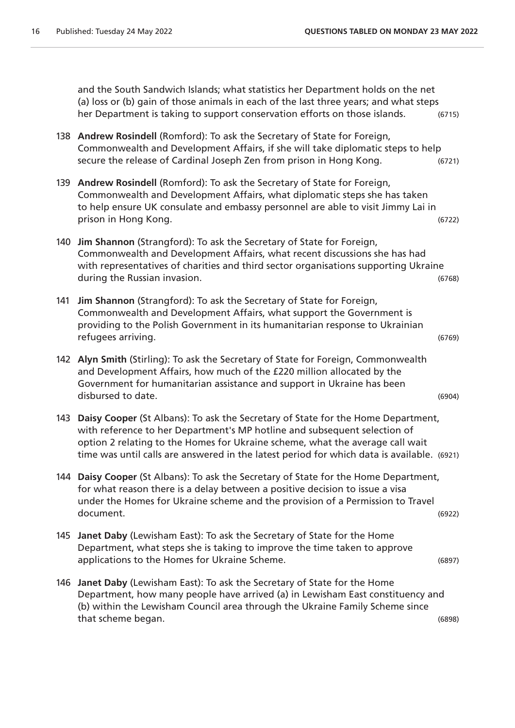and the South Sandwich Islands; what statistics her Department holds on the net (a) loss or (b) gain of those animals in each of the last three years; and what steps her Department is taking to support conservation efforts on those islands. (6715)

138 **Andrew Rosindell** (Romford): To ask the Secretary of State for Foreign, Commonwealth and Development Affairs, if she will take diplomatic steps to help secure the release of Cardinal Joseph Zen from prison in Hong Kong. (6721)

139 **Andrew Rosindell** (Romford): To ask the Secretary of State for Foreign, Commonwealth and Development Affairs, what diplomatic steps she has taken to help ensure UK consulate and embassy personnel are able to visit Jimmy Lai in prison in Hong Kong. (6722)

140 **Jim Shannon** (Strangford): To ask the Secretary of State for Foreign, Commonwealth and Development Affairs, what recent discussions she has had with representatives of charities and third sector organisations supporting Ukraine during the Russian invasion. (6768)

141 **Jim Shannon** (Strangford): To ask the Secretary of State for Foreign, Commonwealth and Development Affairs, what support the Government is providing to the Polish Government in its humanitarian response to Ukrainian refugees arriving. (6769)

142 **Alyn Smith** (Stirling): To ask the Secretary of State for Foreign, Commonwealth and Development Affairs, how much of the £220 million allocated by the Government for humanitarian assistance and support in Ukraine has been disbursed to date. (6904)

143 **Daisy Cooper** (St Albans): To ask the Secretary of State for the Home Department, with reference to her Department's MP hotline and subsequent selection of option 2 relating to the Homes for Ukraine scheme, what the average call wait time was until calls are answered in the latest period for which data is available. (6921)

144 **Daisy Cooper** (St Albans): To ask the Secretary of State for the Home Department, for what reason there is a delay between a positive decision to issue a visa under the Homes for Ukraine scheme and the provision of a Permission to Travel document. (6922)

145 **Janet Daby** (Lewisham East): To ask the Secretary of State for the Home Department, what steps she is taking to improve the time taken to approve applications to the Homes for Ukraine Scheme. (6897)

146 **Janet Daby** (Lewisham East): To ask the Secretary of State for the Home Department, how many people have arrived (a) in Lewisham East constituency and (b) within the Lewisham Council area through the Ukraine Family Scheme since that scheme began. (6898)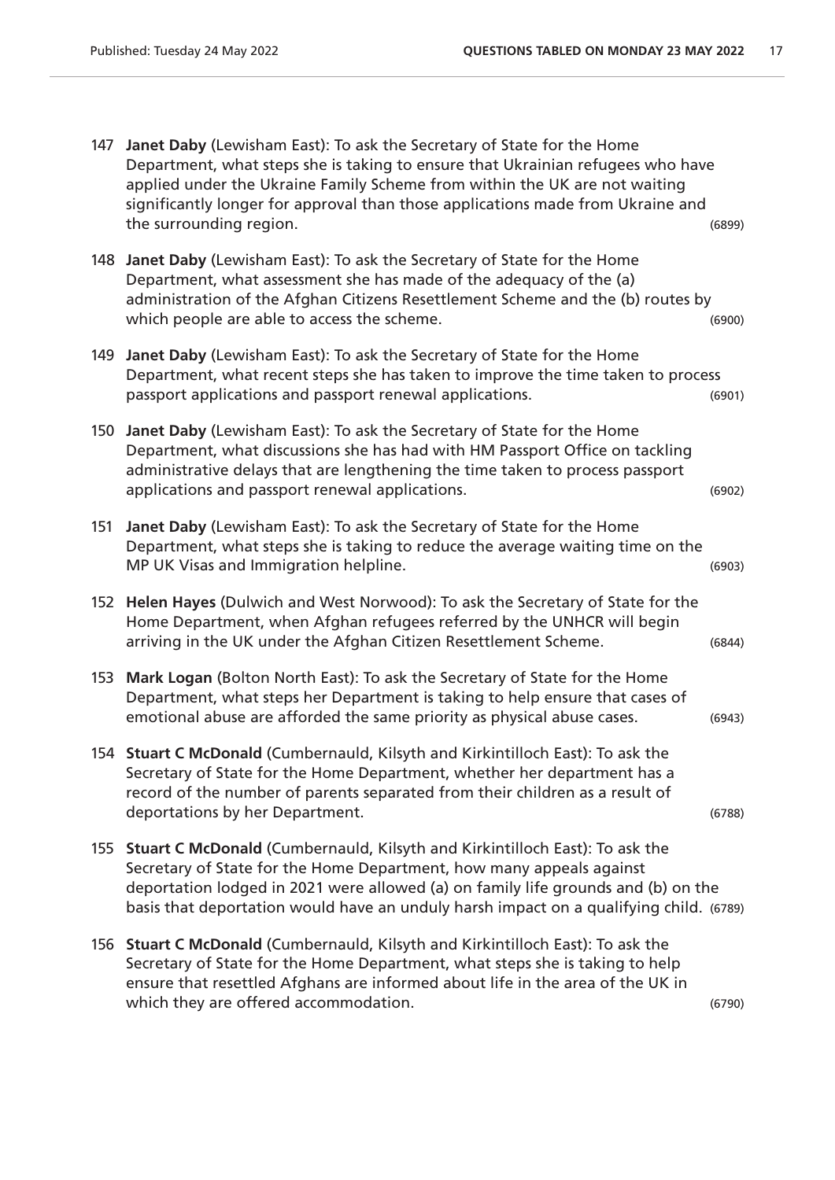147 **Janet Daby** (Lewisham East): To ask the Secretary of State for the Home Department, what steps she is taking to ensure that Ukrainian refugees who have applied under the Ukraine Family Scheme from within the UK are not waiting significantly longer for approval than those applications made from Ukraine and the surrounding region. (6899)

148 **Janet Daby** (Lewisham East): To ask the Secretary of State for the Home Department, what assessment she has made of the adequacy of the (a) administration of the Afghan Citizens Resettlement Scheme and the (b) routes by which people are able to access the scheme. (6900)

149 **Janet Daby** (Lewisham East): To ask the Secretary of State for the Home Department, what recent steps she has taken to improve the time taken to process passport applications and passport renewal applications. (6901)

150 **Janet Daby** (Lewisham East): To ask the Secretary of State for the Home Department, what discussions she has had with HM Passport Office on tackling administrative delays that are lengthening the time taken to process passport applications and passport renewal applications. (6902)

151 **Janet Daby** (Lewisham East): To ask the Secretary of State for the Home Department, what steps she is taking to reduce the average waiting time on the MP UK Visas and Immigration helpline. (6903)

152 **Helen Hayes** (Dulwich and West Norwood): To ask the Secretary of State for the Home Department, when Afghan refugees referred by the UNHCR will begin arriving in the UK under the Afghan Citizen Resettlement Scheme. (6844)

153 **Mark Logan** (Bolton North East): To ask the Secretary of State for the Home Department, what steps her Department is taking to help ensure that cases of emotional abuse are afforded the same priority as physical abuse cases. (6943)

154 **Stuart C McDonald** (Cumbernauld, Kilsyth and Kirkintilloch East): To ask the Secretary of State for the Home Department, whether her department has a record of the number of parents separated from their children as a result of deportations by her Department. (6788)

155 **Stuart C McDonald** (Cumbernauld, Kilsyth and Kirkintilloch East): To ask the Secretary of State for the Home Department, how many appeals against deportation lodged in 2021 were allowed (a) on family life grounds and (b) on the basis that deportation would have an unduly harsh impact on a qualifying child. (6789)

156 **Stuart C McDonald** (Cumbernauld, Kilsyth and Kirkintilloch East): To ask the Secretary of State for the Home Department, what steps she is taking to help ensure that resettled Afghans are informed about life in the area of the UK in which they are offered accommodation. (6790)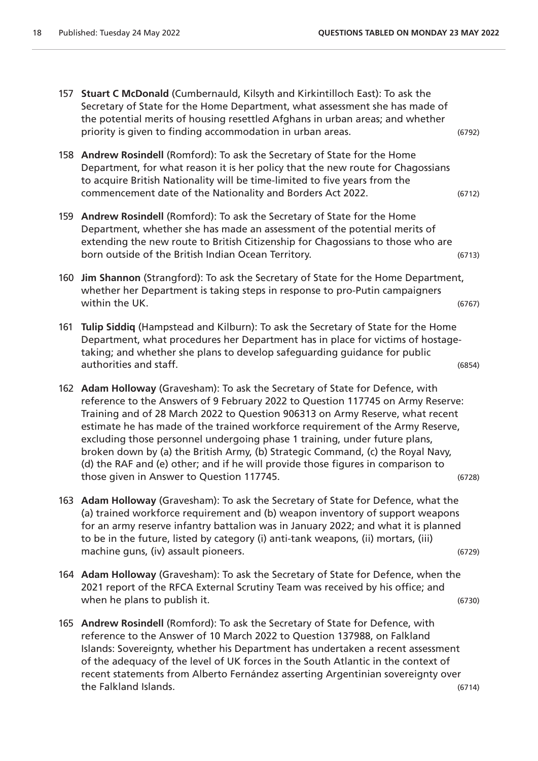157 **Stuart C McDonald** (Cumbernauld, Kilsyth and Kirkintilloch East): To ask the Secretary of State for the Home Department, what assessment she has made of the potential merits of housing resettled Afghans in urban areas; and whether priority is given to finding accommodation in urban areas. (6792)

158 **Andrew Rosindell** (Romford): To ask the Secretary of State for the Home Department, for what reason it is her policy that the new route for Chagossians to acquire British Nationality will be time-limited to five years from the commencement date of the Nationality and Borders Act 2022. (6712)

159 **Andrew Rosindell** (Romford): To ask the Secretary of State for the Home Department, whether she has made an assessment of the potential merits of extending the new route to British Citizenship for Chagossians to those who are born outside of the British Indian Ocean Territory. (6713)

160 **Jim Shannon** (Strangford): To ask the Secretary of State for the Home Department, whether her Department is taking steps in response to pro-Putin campaigners within the UK. (6767)

161 **Tulip Siddiq** (Hampstead and Kilburn): To ask the Secretary of State for the Home Department, what procedures her Department has in place for victims of hostage-taking; and whether she plans to develop safeguarding guidance for public authorities and staff. (6854)

162 **Adam Holloway** (Gravesham): To ask the Secretary of State for Defence, with reference to the Answers of 9 February 2022 to Question 117745 on Army Reserve: Training and of 28 March 2022 to Question 906313 on Army Reserve, what recent estimate he has made of the trained workforce requirement of the Army Reserve, excluding those personnel undergoing phase 1 training, under future plans, broken down by (a) the British Army, (b) Strategic Command, (c) the Royal Navy, (d) the RAF and (e) other; and if he will provide those figures in comparison to those given in Answer to Question 117745. (6728)

163 **Adam Holloway** (Gravesham): To ask the Secretary of State for Defence, what the (a) trained workforce requirement and (b) weapon inventory of support weapons for an army reserve infantry battalion was in January 2022; and what it is planned to be in the future, listed by category (i) anti-tank weapons, (ii) mortars, (iii) machine guns, (iv) assault pioneers. (6729)

164 **Adam Holloway** (Gravesham): To ask the Secretary of State for Defence, when the 2021 report of the RFCA External Scrutiny Team was received by his office; and when he plans to publish it. (6730)

165 **Andrew Rosindell** (Romford): To ask the Secretary of State for Defence, with reference to the Answer of 10 March 2022 to Question 137988, on Falkland Islands: Sovereignty, whether his Department has undertaken a recent assessment of the adequacy of the level of UK forces in the South Atlantic in the context of recent statements from Alberto Fernández asserting Argentinian sovereignty over the Falkland Islands. (6714)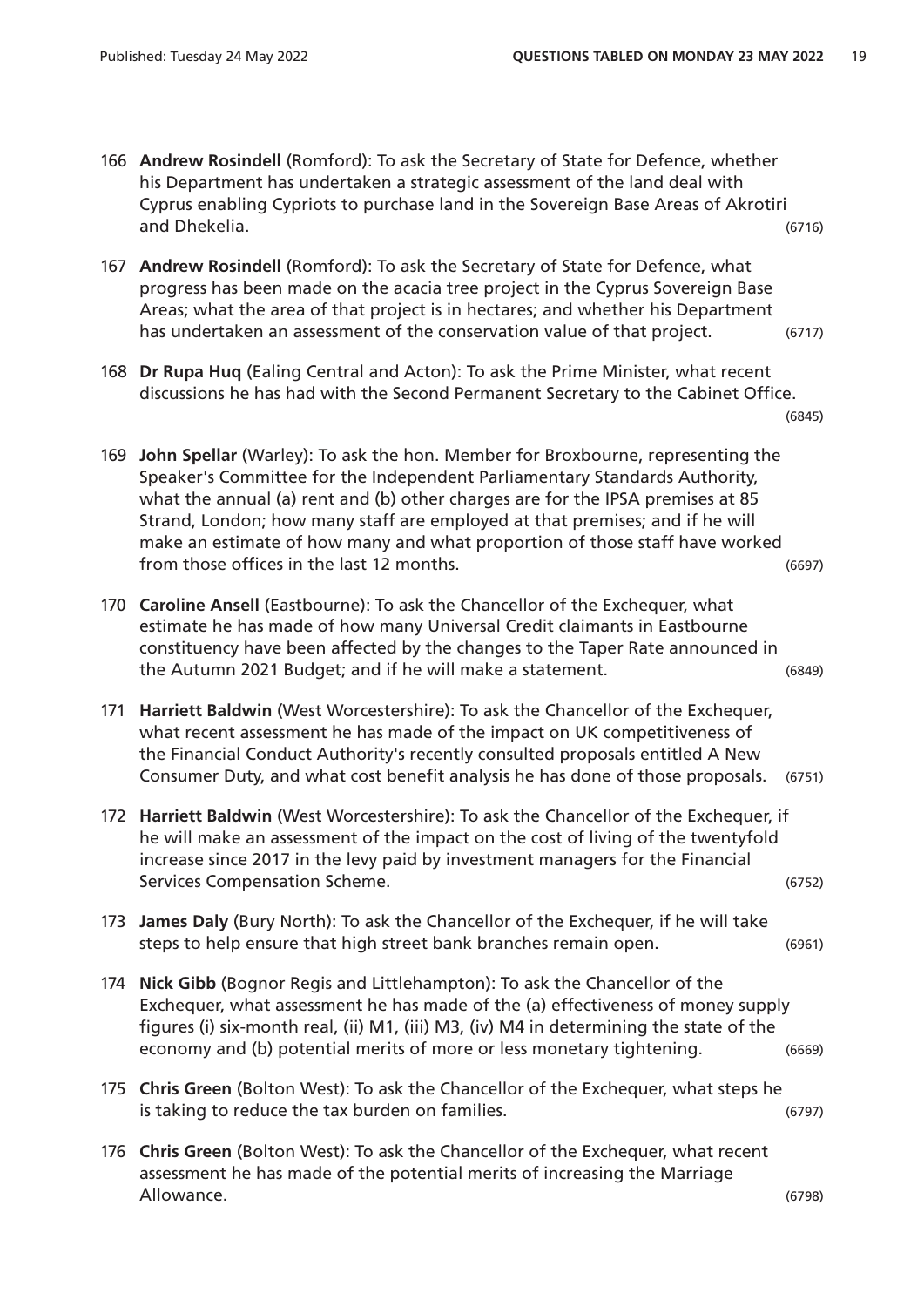166 **Andrew Rosindell** (Romford): To ask the Secretary of State for Defence, whether his Department has undertaken a strategic assessment of the land deal with Cyprus enabling Cypriots to purchase land in the Sovereign Base Areas of Akrotiri and Dhekelia. (6716)

167 **Andrew Rosindell** (Romford): To ask the Secretary of State for Defence, what progress has been made on the acacia tree project in the Cyprus Sovereign Base Areas; what the area of that project is in hectares; and whether his Department has undertaken an assessment of the conservation value of that project. (6717)

168 **Dr Rupa Huq** (Ealing Central and Acton): To ask the Prime Minister, what recent discussions he has had with the Second Permanent Secretary to the Cabinet Office. (6845)

169 **John Spellar** (Warley): To ask the hon. Member for Broxbourne, representing the Speaker's Committee for the Independent Parliamentary Standards Authority, what the annual (a) rent and (b) other charges are for the IPSA premises at 85 Strand, London; how many staff are employed at that premises; and if he will make an estimate of how many and what proportion of those staff have worked from those offices in the last 12 months. (6697)

170 **Caroline Ansell** (Eastbourne): To ask the Chancellor of the Exchequer, what estimate he has made of how many Universal Credit claimants in Eastbourne constituency have been affected by the changes to the Taper Rate announced in the Autumn 2021 Budget; and if he will make a statement. (6849)

171 **Harriett Baldwin** (West Worcestershire): To ask the Chancellor of the Exchequer, what recent assessment he has made of the impact on UK competitiveness of the Financial Conduct Authority's recently consulted proposals entitled A New Consumer Duty, and what cost benefit analysis he has done of those proposals. (6751)

172 **Harriett Baldwin** (West Worcestershire): To ask the Chancellor of the Exchequer, if he will make an assessment of the impact on the cost of living of the twentyfold increase since 2017 in the levy paid by investment managers for the Financial Services Compensation Scheme. (6752)

173 **James Daly** (Bury North): To ask the Chancellor of the Exchequer, if he will take steps to help ensure that high street bank branches remain open. (6961)

174 **Nick Gibb** (Bognor Regis and Littlehampton): To ask the Chancellor of the Exchequer, what assessment he has made of the (a) effectiveness of money supply figures (i) six-month real, (ii) M1, (iii) M3, (iv) M4 in determining the state of the economy and (b) potential merits of more or less monetary tightening. (6669)

175 **Chris Green** (Bolton West): To ask the Chancellor of the Exchequer, what steps he is taking to reduce the tax burden on families. (6797)

176 **Chris Green** (Bolton West): To ask the Chancellor of the Exchequer, what recent assessment he has made of the potential merits of increasing the Marriage Allowance. (6798)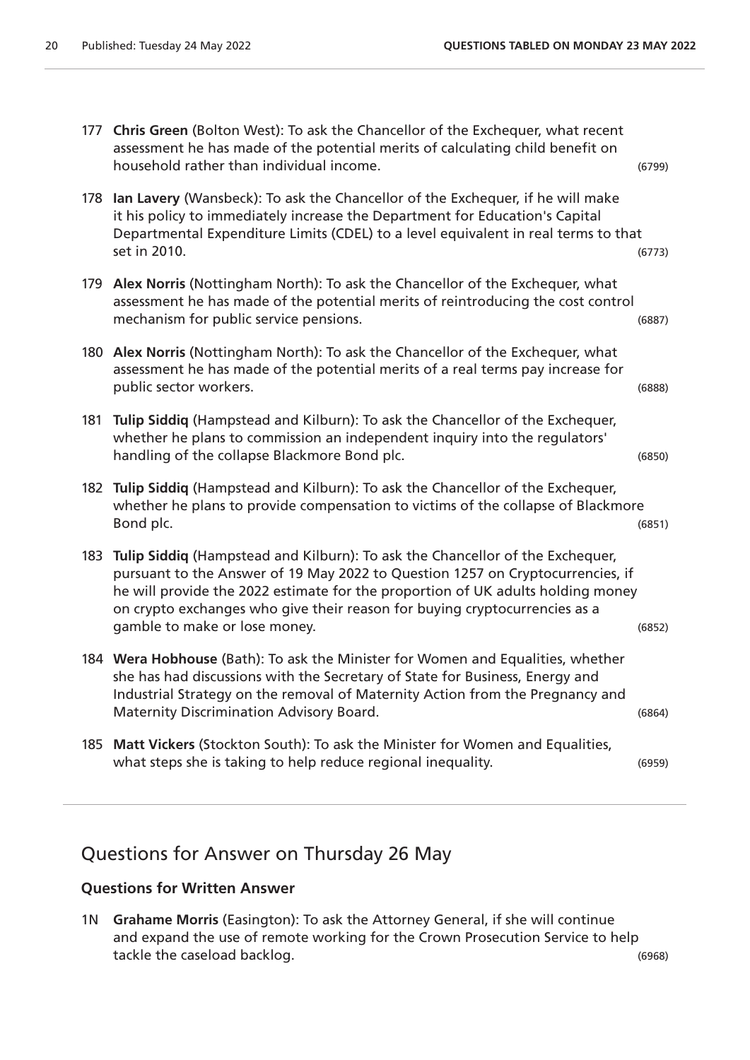177 **Chris Green** (Bolton West): To ask the Chancellor of the Exchequer, what recent assessment he has made of the potential merits of calculating child benefit on household rather than individual income. (6799)

178 **Ian Lavery** (Wansbeck): To ask the Chancellor of the Exchequer, if he will make it his policy to immediately increase the Department for Education's Capital Departmental Expenditure Limits (CDEL) to a level equivalent in real terms to that set in 2010. (6773)

179 **Alex Norris** (Nottingham North): To ask the Chancellor of the Exchequer, what assessment he has made of the potential merits of reintroducing the cost control mechanism for public service pensions. (6887)

180 **Alex Norris** (Nottingham North): To ask the Chancellor of the Exchequer, what assessment he has made of the potential merits of a real terms pay increase for public sector workers. (6888)

181 **Tulip Siddiq** (Hampstead and Kilburn): To ask the Chancellor of the Exchequer, whether he plans to commission an independent inquiry into the regulators' handling of the collapse Blackmore Bond plc. (6850)

182 **Tulip Siddiq** (Hampstead and Kilburn): To ask the Chancellor of the Exchequer, whether he plans to provide compensation to victims of the collapse of Blackmore Bond plc. (6851)

183 **Tulip Siddiq** (Hampstead and Kilburn): To ask the Chancellor of the Exchequer, pursuant to the Answer of 19 May 2022 to Question 1257 on Cryptocurrencies, if he will provide the 2022 estimate for the proportion of UK adults holding money on crypto exchanges who give their reason for buying cryptocurrencies as a gamble to make or lose money. (6852)

184 **Wera Hobhouse** (Bath): To ask the Minister for Women and Equalities, whether she has had discussions with the Secretary of State for Business, Energy and Industrial Strategy on the removal of Maternity Action from the Pregnancy and Maternity Discrimination Advisory Board. (6864)

185 **Matt Vickers** (Stockton South): To ask the Minister for Women and Equalities, what steps she is taking to help reduce regional inequality. (6959)

## Questions for Answer on Thursday 26 May

### Questions for Written Answer

1N **Grahame Morris** (Easington): To ask the Attorney General, if she will continue and expand the use of remote working for the Crown Prosecution Service to help tackle the caseload backlog. (6968)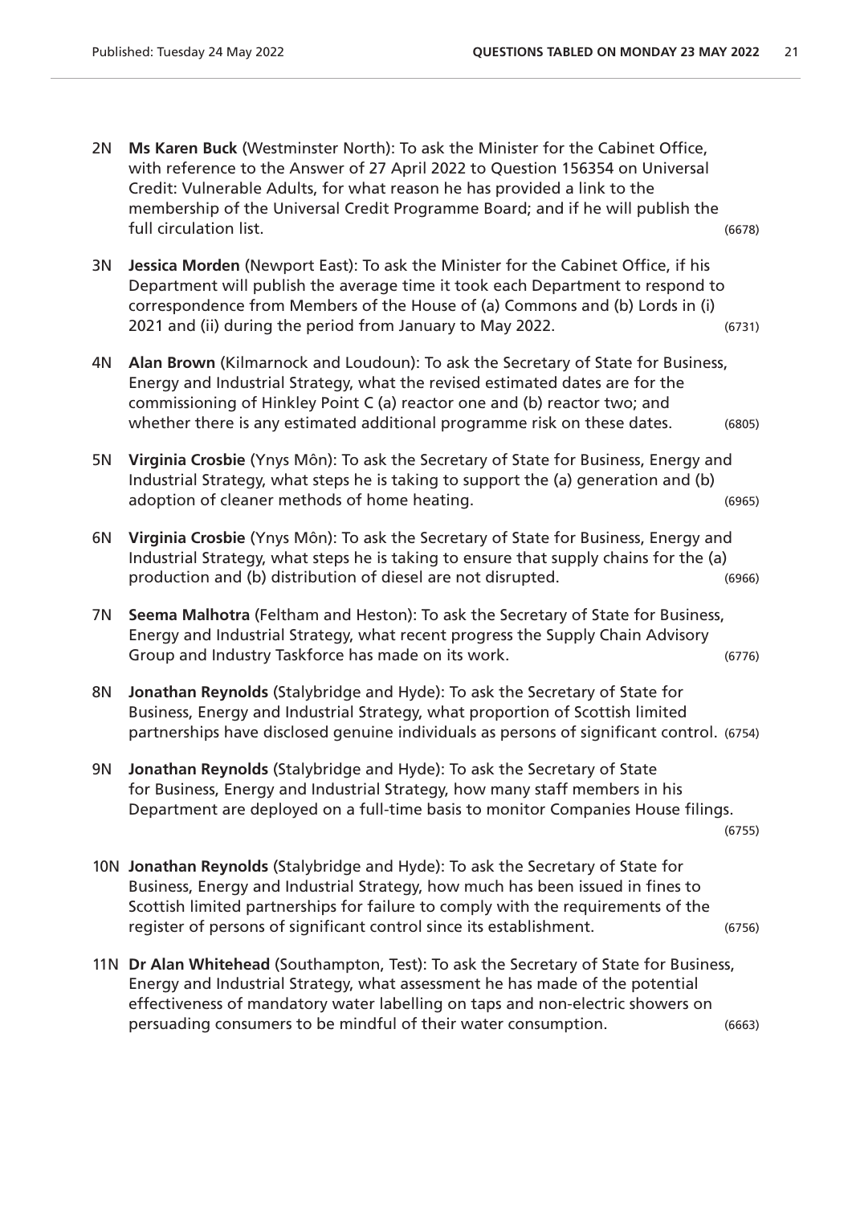2N **Ms Karen Buck** (Westminster North): To ask the Minister for the Cabinet Office, with reference to the Answer of 27 April 2022 to Question 156354 on Universal Credit: Vulnerable Adults, for what reason he has provided a link to the membership of the Universal Credit Programme Board; and if he will publish the full circulation list. (6678)

3N **Jessica Morden** (Newport East): To ask the Minister for the Cabinet Office, if his Department will publish the average time it took each Department to respond to correspondence from Members of the House of (a) Commons and (b) Lords in (i) 2021 and (ii) during the period from January to May 2022. (6731)

4N **Alan Brown** (Kilmarnock and Loudoun): To ask the Secretary of State for Business, Energy and Industrial Strategy, what the revised estimated dates are for the commissioning of Hinkley Point C (a) reactor one and (b) reactor two; and whether there is any estimated additional programme risk on these dates. (6805)

5N **Virginia Crosbie** (Ynys Môn): To ask the Secretary of State for Business, Energy and Industrial Strategy, what steps he is taking to support the (a) generation and (b) adoption of cleaner methods of home heating. (6965)

6N **Virginia Crosbie** (Ynys Môn): To ask the Secretary of State for Business, Energy and Industrial Strategy, what steps he is taking to ensure that supply chains for the (a) production and (b) distribution of diesel are not disrupted. (6966)

7N **Seema Malhotra** (Feltham and Heston): To ask the Secretary of State for Business, Energy and Industrial Strategy, what recent progress the Supply Chain Advisory Group and Industry Taskforce has made on its work. (6776)

8N **Jonathan Reynolds** (Stalybridge and Hyde): To ask the Secretary of State for Business, Energy and Industrial Strategy, what proportion of Scottish limited partnerships have disclosed genuine individuals as persons of significant control. (6754)

9N **Jonathan Reynolds** (Stalybridge and Hyde): To ask the Secretary of State for Business, Energy and Industrial Strategy, how many staff members in his Department are deployed on a full-time basis to monitor Companies House filings. (6755)

10N **Jonathan Reynolds** (Stalybridge and Hyde): To ask the Secretary of State for Business, Energy and Industrial Strategy, how much has been issued in fines to Scottish limited partnerships for failure to comply with the requirements of the register of persons of significant control since its establishment. (6756)

11N **Dr Alan Whitehead** (Southampton, Test): To ask the Secretary of State for Business, Energy and Industrial Strategy, what assessment he has made of the potential effectiveness of mandatory water labelling on taps and non-electric showers on persuading consumers to be mindful of their water consumption. (6663)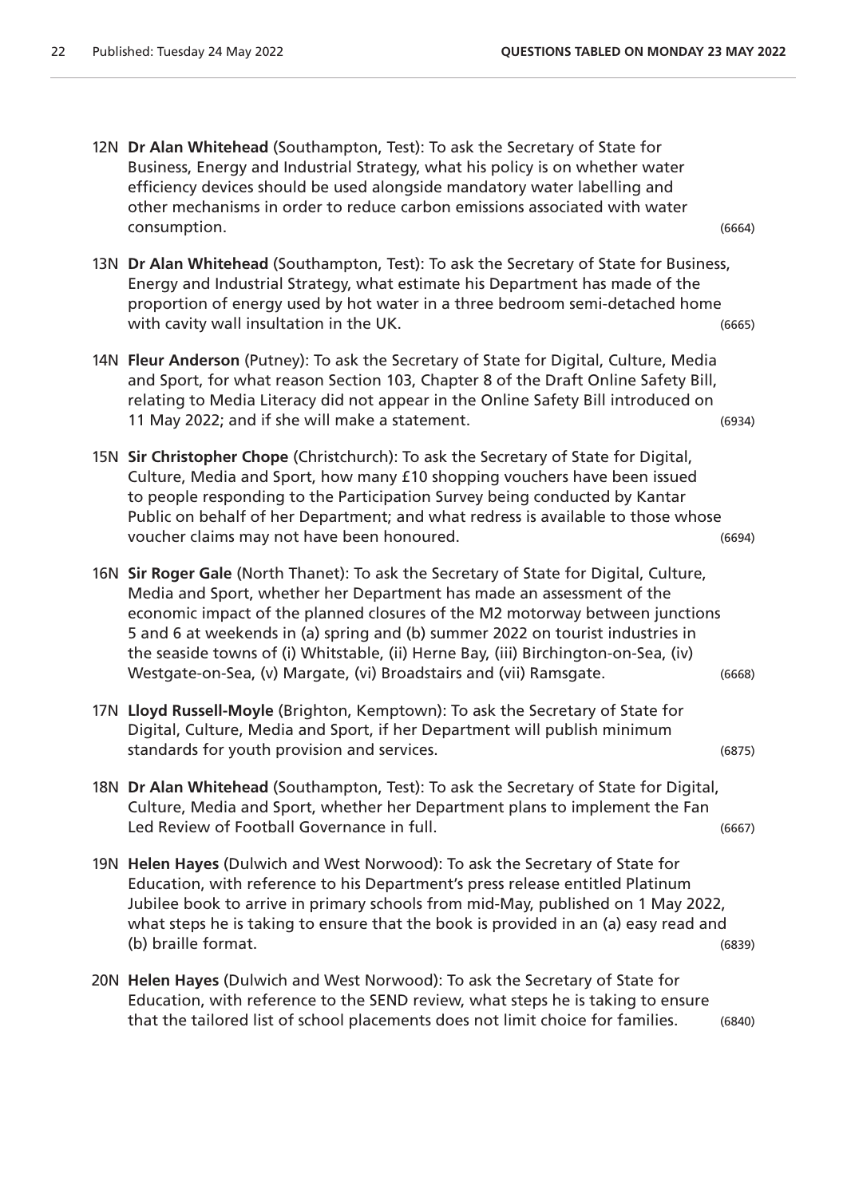12N **Dr Alan Whitehead** (Southampton, Test): To ask the Secretary of State for Business, Energy and Industrial Strategy, what his policy is on whether water efficiency devices should be used alongside mandatory water labelling and other mechanisms in order to reduce carbon emissions associated with water consumption. (6664)

13N **Dr Alan Whitehead** (Southampton, Test): To ask the Secretary of State for Business, Energy and Industrial Strategy, what estimate his Department has made of the proportion of energy used by hot water in a three bedroom semi-detached home with cavity wall insultation in the UK. (6665)

14N **Fleur Anderson** (Putney): To ask the Secretary of State for Digital, Culture, Media and Sport, for what reason Section 103, Chapter 8 of the Draft Online Safety Bill, relating to Media Literacy did not appear in the Online Safety Bill introduced on 11 May 2022; and if she will make a statement. (6934)

15N **Sir Christopher Chope** (Christchurch): To ask the Secretary of State for Digital, Culture, Media and Sport, how many £10 shopping vouchers have been issued to people responding to the Participation Survey being conducted by Kantar Public on behalf of her Department; and what redress is available to those whose voucher claims may not have been honoured. (6694)

16N **Sir Roger Gale** (North Thanet): To ask the Secretary of State for Digital, Culture, Media and Sport, whether her Department has made an assessment of the economic impact of the planned closures of the M2 motorway between junctions 5 and 6 at weekends in (a) spring and (b) summer 2022 on tourist industries in the seaside towns of (i) Whitstable, (ii) Herne Bay, (iii) Birchington-on-Sea, (iv) Westgate-on-Sea, (v) Margate, (vi) Broadstairs and (vii) Ramsgate. (6668)

17N **Lloyd Russell-Moyle** (Brighton, Kemptown): To ask the Secretary of State for Digital, Culture, Media and Sport, if her Department will publish minimum standards for youth provision and services. (6875)

18N **Dr Alan Whitehead** (Southampton, Test): To ask the Secretary of State for Digital, Culture, Media and Sport, whether her Department plans to implement the Fan Led Review of Football Governance in full. (6667)

19N **Helen Hayes** (Dulwich and West Norwood): To ask the Secretary of State for Education, with reference to his Department's press release entitled Platinum Jubilee book to arrive in primary schools from mid-May, published on 1 May 2022, what steps he is taking to ensure that the book is provided in an (a) easy read and (b) braille format. (6839)

20N **Helen Hayes** (Dulwich and West Norwood): To ask the Secretary of State for Education, with reference to the SEND review, what steps he is taking to ensure that the tailored list of school placements does not limit choice for families. (6840)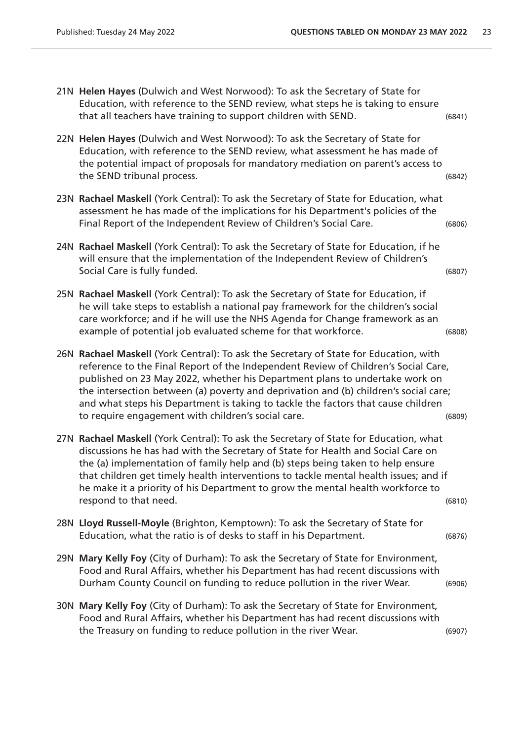21N **Helen Hayes** (Dulwich and West Norwood): To ask the Secretary of State for Education, with reference to the SEND review, what steps he is taking to ensure that all teachers have training to support children with SEND. (6841)

22N **Helen Hayes** (Dulwich and West Norwood): To ask the Secretary of State for Education, with reference to the SEND review, what assessment he has made of the potential impact of proposals for mandatory mediation on parent's access to the SEND tribunal process. (6842)

23N **Rachael Maskell** (York Central): To ask the Secretary of State for Education, what assessment he has made of the implications for his Department's policies of the Final Report of the Independent Review of Children's Social Care. (6806)

24N **Rachael Maskell** (York Central): To ask the Secretary of State for Education, if he will ensure that the implementation of the Independent Review of Children's Social Care is fully funded. (6807)

25N **Rachael Maskell** (York Central): To ask the Secretary of State for Education, if he will take steps to establish a national pay framework for the children's social care workforce; and if he will use the NHS Agenda for Change framework as an example of potential job evaluated scheme for that workforce. (6808)

26N **Rachael Maskell** (York Central): To ask the Secretary of State for Education, with reference to the Final Report of the Independent Review of Children's Social Care, published on 23 May 2022, whether his Department plans to undertake work on the intersection between (a) poverty and deprivation and (b) children's social care; and what steps his Department is taking to tackle the factors that cause children to require engagement with children's social care. (6809)

27N **Rachael Maskell** (York Central): To ask the Secretary of State for Education, what discussions he has had with the Secretary of State for Health and Social Care on the (a) implementation of family help and (b) steps being taken to help ensure that children get timely health interventions to tackle mental health issues; and if he make it a priority of his Department to grow the mental health workforce to respond to that need. (6810)

28N **Lloyd Russell-Moyle** (Brighton, Kemptown): To ask the Secretary of State for Education, what the ratio is of desks to staff in his Department. (6876)

29N **Mary Kelly Foy** (City of Durham): To ask the Secretary of State for Environment, Food and Rural Affairs, whether his Department has had recent discussions with Durham County Council on funding to reduce pollution in the river Wear. (6906)

30N **Mary Kelly Foy** (City of Durham): To ask the Secretary of State for Environment, Food and Rural Affairs, whether his Department has had recent discussions with the Treasury on funding to reduce pollution in the river Wear. (6907)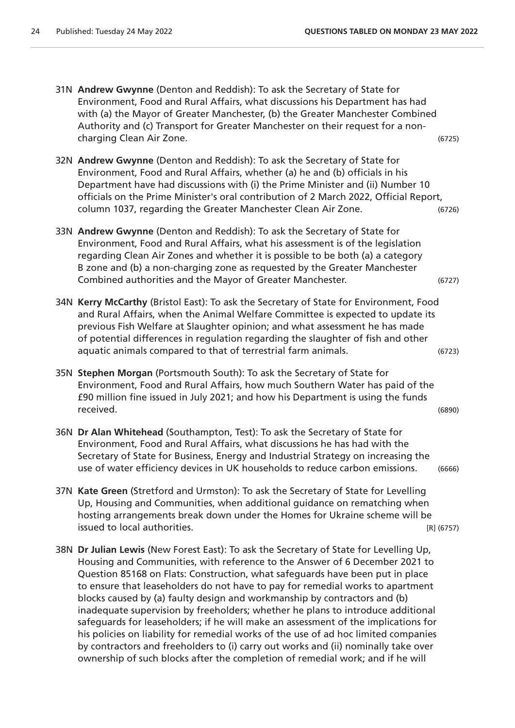31N **Andrew Gwynne** (Denton and Reddish): To ask the Secretary of State for Environment, Food and Rural Affairs, what discussions his Department has had with (a) the Mayor of Greater Manchester, (b) the Greater Manchester Combined Authority and (c) Transport for Greater Manchester on their request for a non-charging Clean Air Zone. (6725)

32N **Andrew Gwynne** (Denton and Reddish): To ask the Secretary of State for Environment, Food and Rural Affairs, whether (a) he and (b) officials in his Department have had discussions with (i) the Prime Minister and (ii) Number 10 officials on the Prime Minister's oral contribution of 2 March 2022, Official Report, column 1037, regarding the Greater Manchester Clean Air Zone. (6726)

33N **Andrew Gwynne** (Denton and Reddish): To ask the Secretary of State for Environment, Food and Rural Affairs, what his assessment is of the legislation regarding Clean Air Zones and whether it is possible to be both (a) a category B zone and (b) a non-charging zone as requested by the Greater Manchester Combined authorities and the Mayor of Greater Manchester. (6727)

34N **Kerry McCarthy** (Bristol East): To ask the Secretary of State for Environment, Food and Rural Affairs, when the Animal Welfare Committee is expected to update its previous Fish Welfare at Slaughter opinion; and what assessment he has made of potential differences in regulation regarding the slaughter of fish and other aquatic animals compared to that of terrestrial farm animals. (6723)

35N **Stephen Morgan** (Portsmouth South): To ask the Secretary of State for Environment, Food and Rural Affairs, how much Southern Water has paid of the £90 million fine issued in July 2021; and how his Department is using the funds received. (6890)

36N **Dr Alan Whitehead** (Southampton, Test): To ask the Secretary of State for Environment, Food and Rural Affairs, what discussions he has had with the Secretary of State for Business, Energy and Industrial Strategy on increasing the use of water efficiency devices in UK households to reduce carbon emissions. (6666)

37N **Kate Green** (Stretford and Urmston): To ask the Secretary of State for Levelling Up, Housing and Communities, when additional guidance on rematching when hosting arrangements break down under the Homes for Ukraine scheme will be issued to local authorities. [R] (6757)

38N **Dr Julian Lewis** (New Forest East): To ask the Secretary of State for Levelling Up, Housing and Communities, with reference to the Answer of 6 December 2021 to Question 85168 on Flats: Construction, what safeguards have been put in place to ensure that leaseholders do not have to pay for remedial works to apartment blocks caused by (a) faulty design and workmanship by contractors and (b) inadequate supervision by freeholders; whether he plans to introduce additional safeguards for leaseholders; if he will make an assessment of the implications for his policies on liability for remedial works of the use of ad hoc limited companies by contractors and freeholders to (i) carry out works and (ii) nominally take over ownership of such blocks after the completion of remedial work; and if he will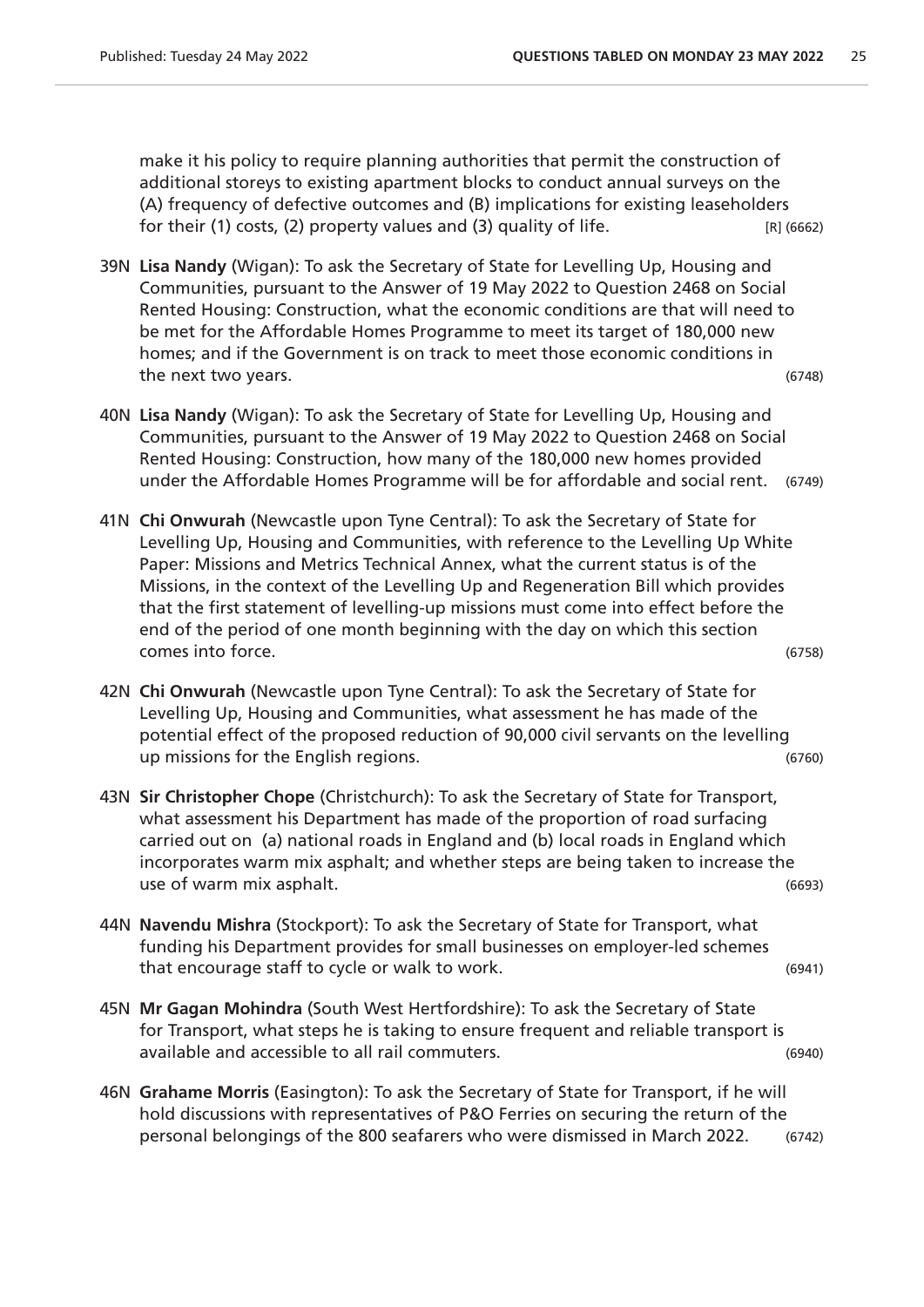make it his policy to require planning authorities that permit the construction of additional storeys to existing apartment blocks to conduct annual surveys on the (A) frequency of defective outcomes and (B) implications for existing leaseholders for their (1) costs, (2) property values and (3) quality of life. [R] (6662)

39N **Lisa Nandy** (Wigan): To ask the Secretary of State for Levelling Up, Housing and Communities, pursuant to the Answer of 19 May 2022 to Question 2468 on Social Rented Housing: Construction, what the economic conditions are that will need to be met for the Affordable Homes Programme to meet its target of 180,000 new homes; and if the Government is on track to meet those economic conditions in the next two years. (6748)

40N **Lisa Nandy** (Wigan): To ask the Secretary of State for Levelling Up, Housing and Communities, pursuant to the Answer of 19 May 2022 to Question 2468 on Social Rented Housing: Construction, how many of the 180,000 new homes provided under the Affordable Homes Programme will be for affordable and social rent. (6749)

41N **Chi Onwurah** (Newcastle upon Tyne Central): To ask the Secretary of State for Levelling Up, Housing and Communities, with reference to the Levelling Up White Paper: Missions and Metrics Technical Annex, what the current status is of the Missions, in the context of the Levelling Up and Regeneration Bill which provides that the first statement of levelling-up missions must come into effect before the end of the period of one month beginning with the day on which this section comes into force. (6758)

42N **Chi Onwurah** (Newcastle upon Tyne Central): To ask the Secretary of State for Levelling Up, Housing and Communities, what assessment he has made of the potential effect of the proposed reduction of 90,000 civil servants on the levelling up missions for the English regions. (6760)

43N **Sir Christopher Chope** (Christchurch): To ask the Secretary of State for Transport, what assessment his Department has made of the proportion of road surfacing carried out on (a) national roads in England and (b) local roads in England which incorporates warm mix asphalt; and whether steps are being taken to increase the use of warm mix asphalt. (6693)

44N **Navendu Mishra** (Stockport): To ask the Secretary of State for Transport, what funding his Department provides for small businesses on employer-led schemes that encourage staff to cycle or walk to work. (6941)

45N **Mr Gagan Mohindra** (South West Hertfordshire): To ask the Secretary of State for Transport, what steps he is taking to ensure frequent and reliable transport is available and accessible to all rail commuters. (6940)

46N **Grahame Morris** (Easington): To ask the Secretary of State for Transport, if he will hold discussions with representatives of P&O Ferries on securing the return of the personal belongings of the 800 seafarers who were dismissed in March 2022. (6742)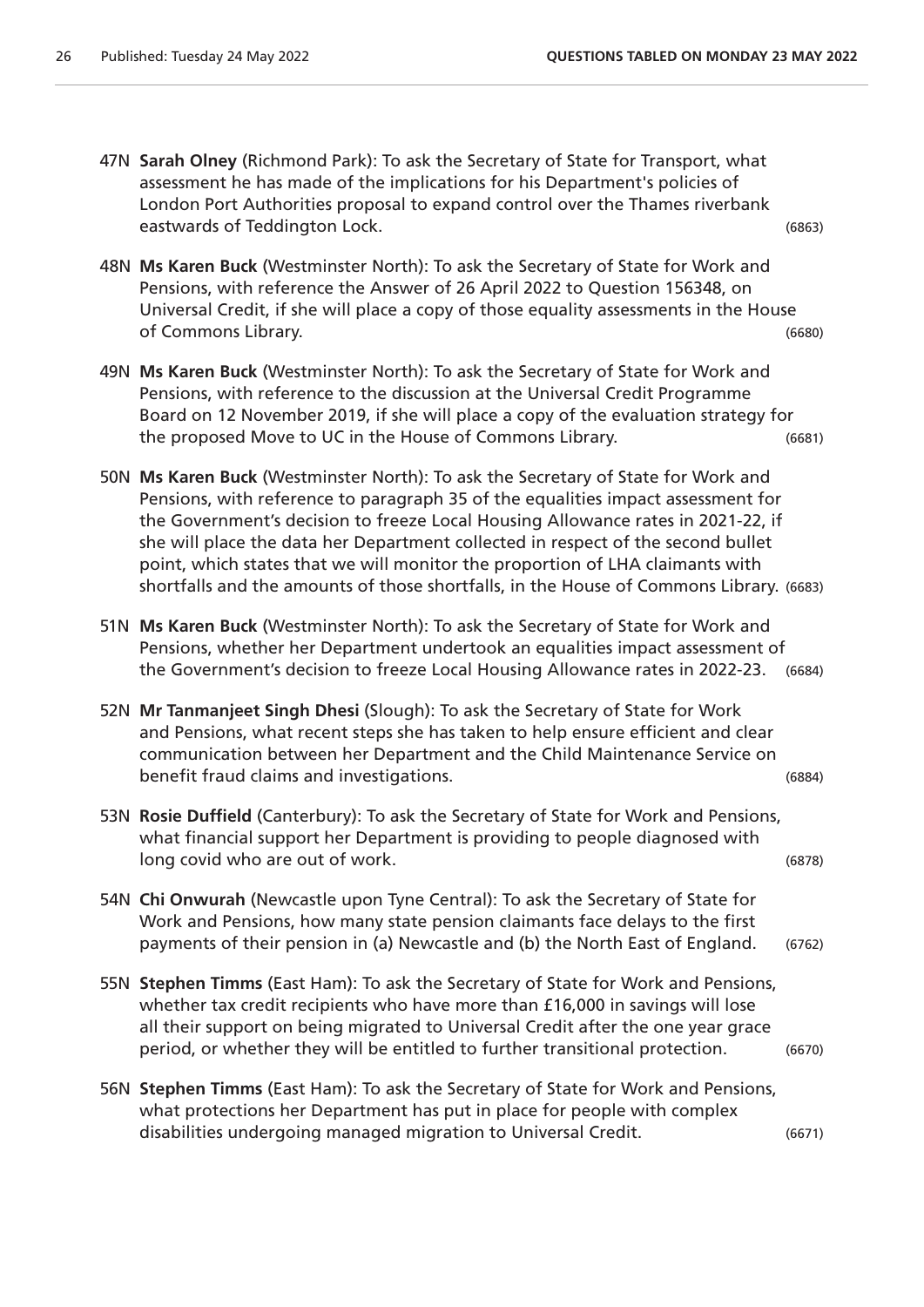47N **Sarah Olney** (Richmond Park): To ask the Secretary of State for Transport, what assessment he has made of the implications for his Department's policies of London Port Authorities proposal to expand control over the Thames riverbank eastwards of Teddington Lock. (6863)

48N **Ms Karen Buck** (Westminster North): To ask the Secretary of State for Work and Pensions, with reference the Answer of 26 April 2022 to Question 156348, on Universal Credit, if she will place a copy of those equality assessments in the House of Commons Library. (6680)

49N **Ms Karen Buck** (Westminster North): To ask the Secretary of State for Work and Pensions, with reference to the discussion at the Universal Credit Programme Board on 12 November 2019, if she will place a copy of the evaluation strategy for the proposed Move to UC in the House of Commons Library. (6681)

50N **Ms Karen Buck** (Westminster North): To ask the Secretary of State for Work and Pensions, with reference to paragraph 35 of the equalities impact assessment for the Government's decision to freeze Local Housing Allowance rates in 2021-22, if she will place the data her Department collected in respect of the second bullet point, which states that we will monitor the proportion of LHA claimants with shortfalls and the amounts of those shortfalls, in the House of Commons Library. (6683)

51N **Ms Karen Buck** (Westminster North): To ask the Secretary of State for Work and Pensions, whether her Department undertook an equalities impact assessment of the Government's decision to freeze Local Housing Allowance rates in 2022-23. (6684)

52N **Mr Tanmanjeet Singh Dhesi** (Slough): To ask the Secretary of State for Work and Pensions, what recent steps she has taken to help ensure efficient and clear communication between her Department and the Child Maintenance Service on benefit fraud claims and investigations. (6884)

53N **Rosie Duffield** (Canterbury): To ask the Secretary of State for Work and Pensions, what financial support her Department is providing to people diagnosed with long covid who are out of work. (6878)

54N **Chi Onwurah** (Newcastle upon Tyne Central): To ask the Secretary of State for Work and Pensions, how many state pension claimants face delays to the first payments of their pension in (a) Newcastle and (b) the North East of England. (6762)

55N **Stephen Timms** (East Ham): To ask the Secretary of State for Work and Pensions, whether tax credit recipients who have more than £16,000 in savings will lose all their support on being migrated to Universal Credit after the one year grace period, or whether they will be entitled to further transitional protection. (6670)

56N **Stephen Timms** (East Ham): To ask the Secretary of State for Work and Pensions, what protections her Department has put in place for people with complex disabilities undergoing managed migration to Universal Credit. (6671)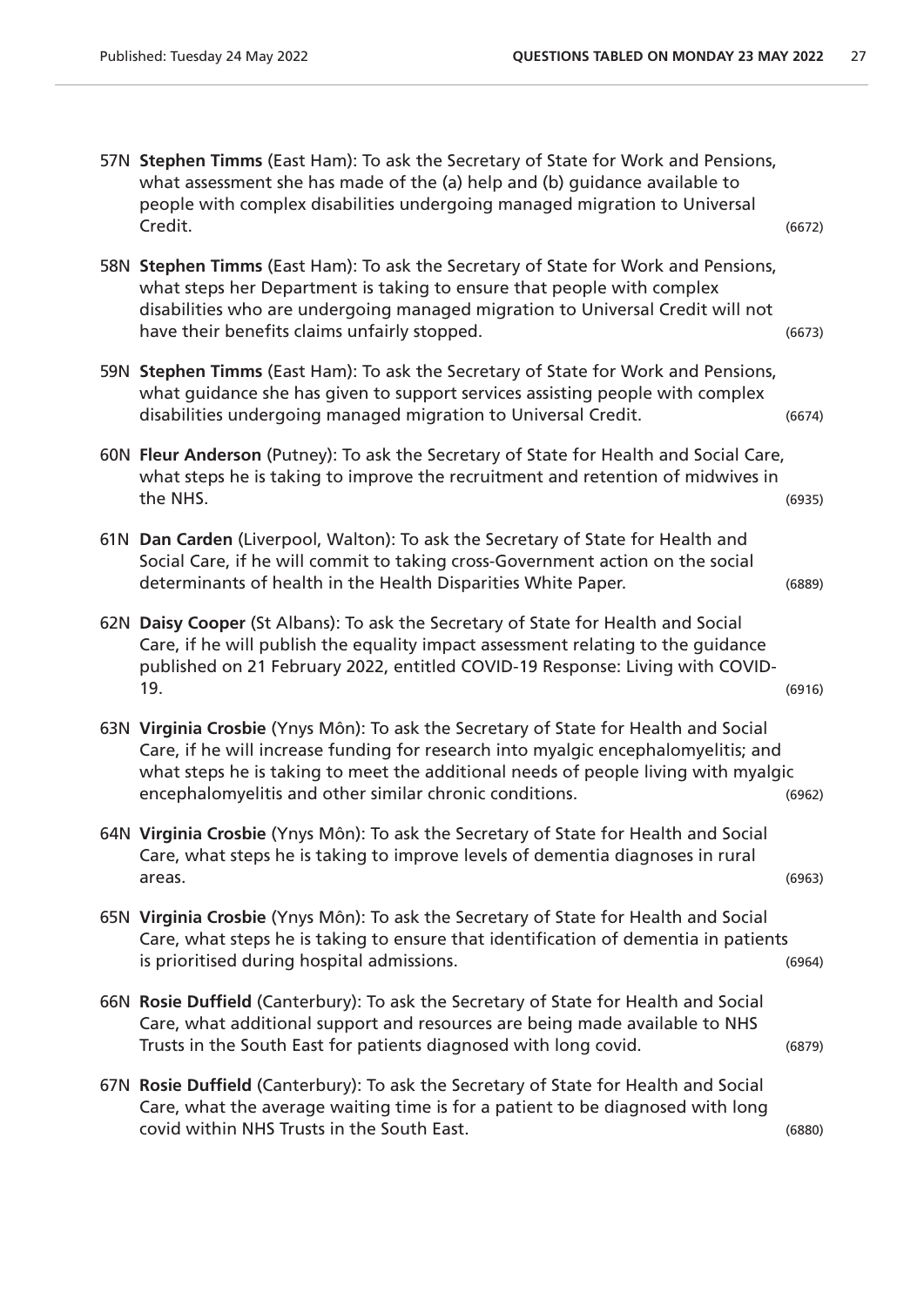57N **Stephen Timms** (East Ham): To ask the Secretary of State for Work and Pensions, what assessment she has made of the (a) help and (b) guidance available to people with complex disabilities undergoing managed migration to Universal Credit. (6672)

58N **Stephen Timms** (East Ham): To ask the Secretary of State for Work and Pensions, what steps her Department is taking to ensure that people with complex disabilities who are undergoing managed migration to Universal Credit will not have their benefits claims unfairly stopped. (6673)

59N **Stephen Timms** (East Ham): To ask the Secretary of State for Work and Pensions, what guidance she has given to support services assisting people with complex disabilities undergoing managed migration to Universal Credit. (6674)

60N **Fleur Anderson** (Putney): To ask the Secretary of State for Health and Social Care, what steps he is taking to improve the recruitment and retention of midwives in the NHS. (6935)

61N **Dan Carden** (Liverpool, Walton): To ask the Secretary of State for Health and Social Care, if he will commit to taking cross-Government action on the social determinants of health in the Health Disparities White Paper. (6889)

62N **Daisy Cooper** (St Albans): To ask the Secretary of State for Health and Social Care, if he will publish the equality impact assessment relating to the guidance published on 21 February 2022, entitled COVID-19 Response: Living with COVID-19. (6916)

63N **Virginia Crosbie** (Ynys Môn): To ask the Secretary of State for Health and Social Care, if he will increase funding for research into myalgic encephalomyelitis; and what steps he is taking to meet the additional needs of people living with myalgic encephalomyelitis and other similar chronic conditions. (6962)

64N **Virginia Crosbie** (Ynys Môn): To ask the Secretary of State for Health and Social Care, what steps he is taking to improve levels of dementia diagnoses in rural areas. (6963)

65N **Virginia Crosbie** (Ynys Môn): To ask the Secretary of State for Health and Social Care, what steps he is taking to ensure that identification of dementia in patients is prioritised during hospital admissions. (6964)

66N **Rosie Duffield** (Canterbury): To ask the Secretary of State for Health and Social Care, what additional support and resources are being made available to NHS Trusts in the South East for patients diagnosed with long covid. (6879)

67N **Rosie Duffield** (Canterbury): To ask the Secretary of State for Health and Social Care, what the average waiting time is for a patient to be diagnosed with long covid within NHS Trusts in the South East. (6880)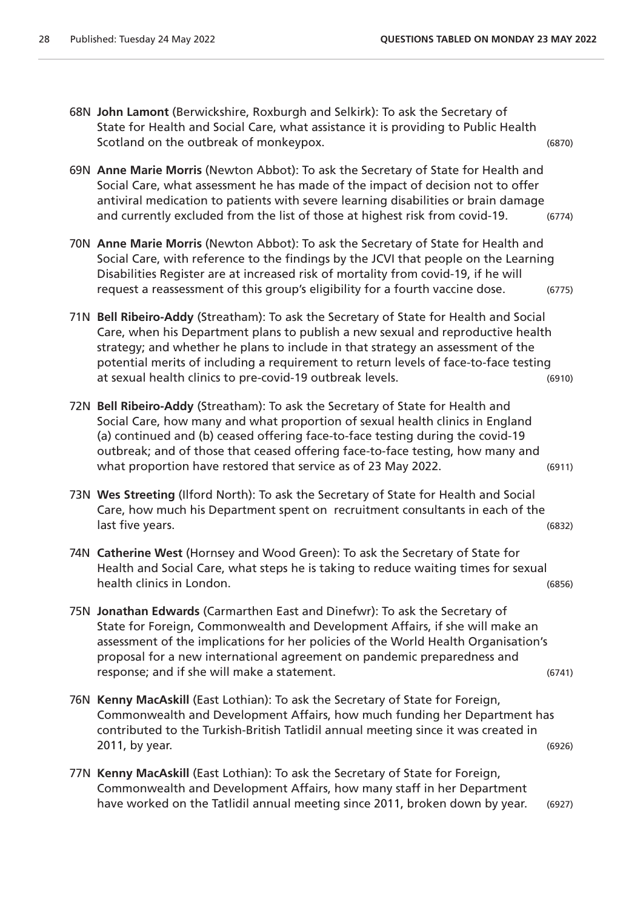68N **John Lamont** (Berwickshire, Roxburgh and Selkirk): To ask the Secretary of State for Health and Social Care, what assistance it is providing to Public Health Scotland on the outbreak of monkeypox. (6870)

69N **Anne Marie Morris** (Newton Abbot): To ask the Secretary of State for Health and Social Care, what assessment he has made of the impact of decision not to offer antiviral medication to patients with severe learning disabilities or brain damage and currently excluded from the list of those at highest risk from covid-19. (6774)

70N **Anne Marie Morris** (Newton Abbot): To ask the Secretary of State for Health and Social Care, with reference to the findings by the JCVI that people on the Learning Disabilities Register are at increased risk of mortality from covid-19, if he will request a reassessment of this group's eligibility for a fourth vaccine dose. (6775)

71N **Bell Ribeiro-Addy** (Streatham): To ask the Secretary of State for Health and Social Care, when his Department plans to publish a new sexual and reproductive health strategy; and whether he plans to include in that strategy an assessment of the potential merits of including a requirement to return levels of face-to-face testing at sexual health clinics to pre-covid-19 outbreak levels. (6910)

72N **Bell Ribeiro-Addy** (Streatham): To ask the Secretary of State for Health and Social Care, how many and what proportion of sexual health clinics in England (a) continued and (b) ceased offering face-to-face testing during the covid-19 outbreak; and of those that ceased offering face-to-face testing, how many and what proportion have restored that service as of 23 May 2022. (6911)

73N **Wes Streeting** (Ilford North): To ask the Secretary of State for Health and Social Care, how much his Department spent on recruitment consultants in each of the last five years. (6832)

74N **Catherine West** (Hornsey and Wood Green): To ask the Secretary of State for Health and Social Care, what steps he is taking to reduce waiting times for sexual health clinics in London. (6856)

75N **Jonathan Edwards** (Carmarthen East and Dinefwr): To ask the Secretary of State for Foreign, Commonwealth and Development Affairs, if she will make an assessment of the implications for her policies of the World Health Organisation's proposal for a new international agreement on pandemic preparedness and response; and if she will make a statement. (6741)

76N **Kenny MacAskill** (East Lothian): To ask the Secretary of State for Foreign, Commonwealth and Development Affairs, how much funding her Department has contributed to the Turkish-British Tatlidil annual meeting since it was created in 2011, by year. (6926)

77N **Kenny MacAskill** (East Lothian): To ask the Secretary of State for Foreign, Commonwealth and Development Affairs, how many staff in her Department have worked on the Tatlidil annual meeting since 2011, broken down by year. (6927)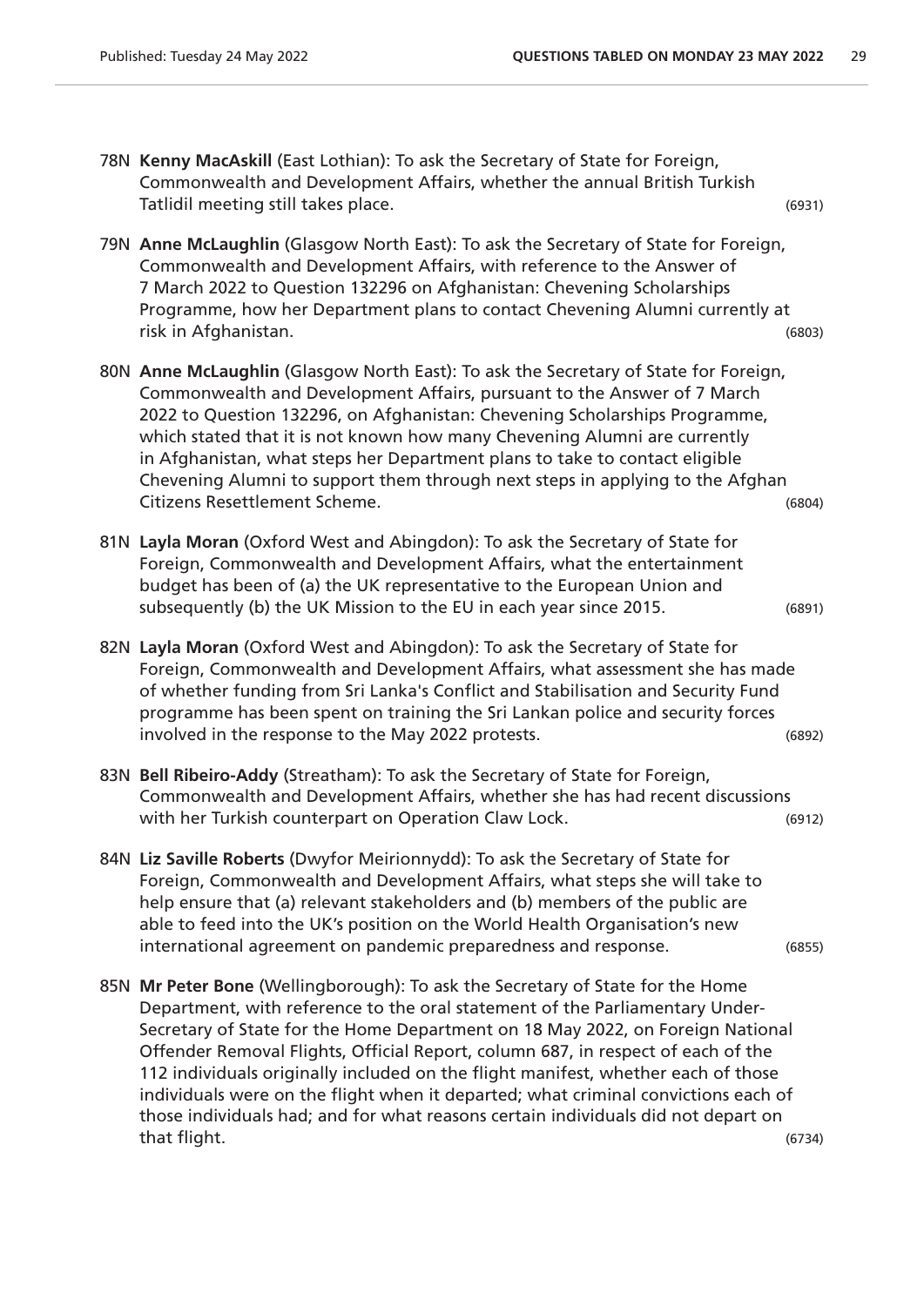78N **Kenny MacAskill** (East Lothian): To ask the Secretary of State for Foreign, Commonwealth and Development Affairs, whether the annual British Turkish Tatlidil meeting still takes place. (6931)

79N **Anne McLaughlin** (Glasgow North East): To ask the Secretary of State for Foreign, Commonwealth and Development Affairs, with reference to the Answer of 7 March 2022 to Question 132296 on Afghanistan: Chevening Scholarships Programme, how her Department plans to contact Chevening Alumni currently at risk in Afghanistan. (6803)

80N **Anne McLaughlin** (Glasgow North East): To ask the Secretary of State for Foreign, Commonwealth and Development Affairs, pursuant to the Answer of 7 March 2022 to Question 132296, on Afghanistan: Chevening Scholarships Programme, which stated that it is not known how many Chevening Alumni are currently in Afghanistan, what steps her Department plans to take to contact eligible Chevening Alumni to support them through next steps in applying to the Afghan Citizens Resettlement Scheme. (6804)

81N **Layla Moran** (Oxford West and Abingdon): To ask the Secretary of State for Foreign, Commonwealth and Development Affairs, what the entertainment budget has been of (a) the UK representative to the European Union and subsequently (b) the UK Mission to the EU in each year since 2015. (6891)

82N **Layla Moran** (Oxford West and Abingdon): To ask the Secretary of State for Foreign, Commonwealth and Development Affairs, what assessment she has made of whether funding from Sri Lanka's Conflict and Stabilisation and Security Fund programme has been spent on training the Sri Lankan police and security forces involved in the response to the May 2022 protests. (6892)

83N **Bell Ribeiro-Addy** (Streatham): To ask the Secretary of State for Foreign, Commonwealth and Development Affairs, whether she has had recent discussions with her Turkish counterpart on Operation Claw Lock. (6912)

84N **Liz Saville Roberts** (Dwyfor Meirionnydd): To ask the Secretary of State for Foreign, Commonwealth and Development Affairs, what steps she will take to help ensure that (a) relevant stakeholders and (b) members of the public are able to feed into the UK's position on the World Health Organisation's new international agreement on pandemic preparedness and response. (6855)

85N **Mr Peter Bone** (Wellingborough): To ask the Secretary of State for the Home Department, with reference to the oral statement of the Parliamentary Under-Secretary of State for the Home Department on 18 May 2022, on Foreign National Offender Removal Flights, Official Report, column 687, in respect of each of the 112 individuals originally included on the flight manifest, whether each of those individuals were on the flight when it departed; what criminal convictions each of those individuals had; and for what reasons certain individuals did not depart on that flight. (6734)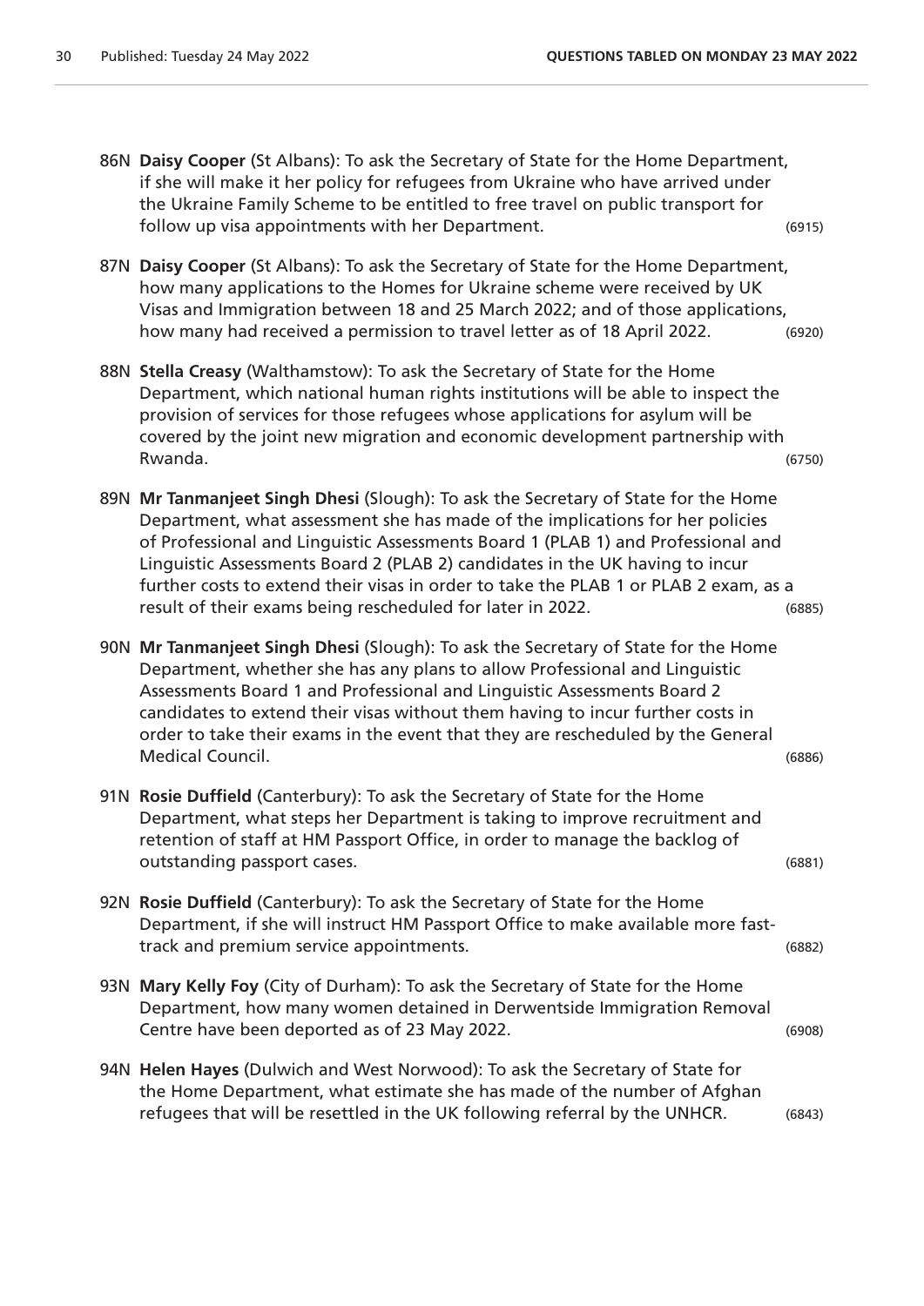86N **Daisy Cooper** (St Albans): To ask the Secretary of State for the Home Department, if she will make it her policy for refugees from Ukraine who have arrived under the Ukraine Family Scheme to be entitled to free travel on public transport for follow up visa appointments with her Department. (6915)

87N **Daisy Cooper** (St Albans): To ask the Secretary of State for the Home Department, how many applications to the Homes for Ukraine scheme were received by UK Visas and Immigration between 18 and 25 March 2022; and of those applications, how many had received a permission to travel letter as of 18 April 2022. (6920)

88N **Stella Creasy** (Walthamstow): To ask the Secretary of State for the Home Department, which national human rights institutions will be able to inspect the provision of services for those refugees whose applications for asylum will be covered by the joint new migration and economic development partnership with Rwanda. (6750)

89N **Mr Tanmanjeet Singh Dhesi** (Slough): To ask the Secretary of State for the Home Department, what assessment she has made of the implications for her policies of Professional and Linguistic Assessments Board 1 (PLAB 1) and Professional and Linguistic Assessments Board 2 (PLAB 2) candidates in the UK having to incur further costs to extend their visas in order to take the PLAB 1 or PLAB 2 exam, as a result of their exams being rescheduled for later in 2022. (6885)

90N **Mr Tanmanjeet Singh Dhesi** (Slough): To ask the Secretary of State for the Home Department, whether she has any plans to allow Professional and Linguistic Assessments Board 1 and Professional and Linguistic Assessments Board 2 candidates to extend their visas without them having to incur further costs in order to take their exams in the event that they are rescheduled by the General Medical Council. (6886)

91N **Rosie Duffield** (Canterbury): To ask the Secretary of State for the Home Department, what steps her Department is taking to improve recruitment and retention of staff at HM Passport Office, in order to manage the backlog of outstanding passport cases. (6881)

92N **Rosie Duffield** (Canterbury): To ask the Secretary of State for the Home Department, if she will instruct HM Passport Office to make available more fast-track and premium service appointments. (6882)

93N **Mary Kelly Foy** (City of Durham): To ask the Secretary of State for the Home Department, how many women detained in Derwentside Immigration Removal Centre have been deported as of 23 May 2022. (6908)

94N **Helen Hayes** (Dulwich and West Norwood): To ask the Secretary of State for the Home Department, what estimate she has made of the number of Afghan refugees that will be resettled in the UK following referral by the UNHCR. (6843)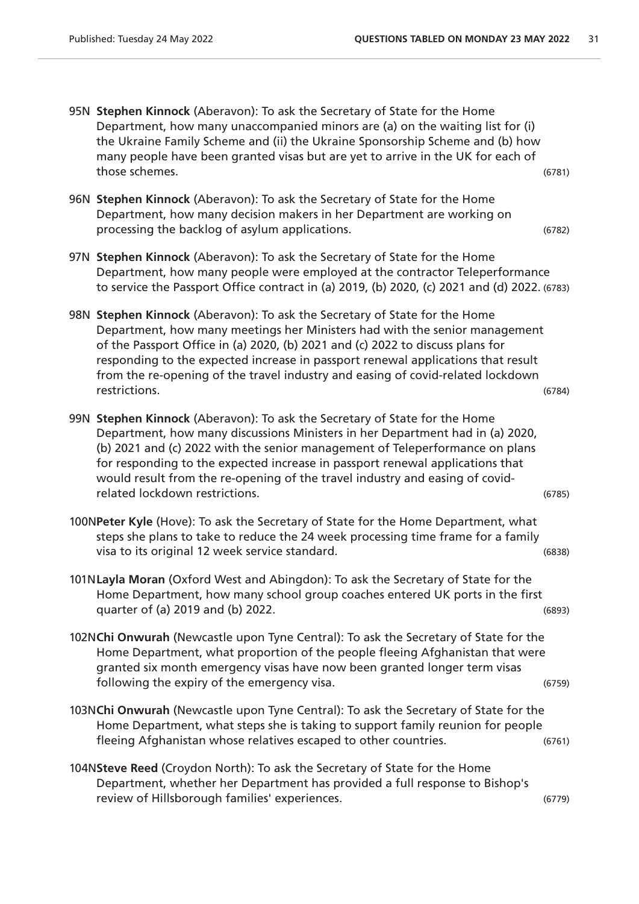95N **Stephen Kinnock** (Aberavon): To ask the Secretary of State for the Home Department, how many unaccompanied minors are (a) on the waiting list for (i) the Ukraine Family Scheme and (ii) the Ukraine Sponsorship Scheme and (b) how many people have been granted visas but are yet to arrive in the UK for each of those schemes. (6781)

96N **Stephen Kinnock** (Aberavon): To ask the Secretary of State for the Home Department, how many decision makers in her Department are working on processing the backlog of asylum applications. (6782)

97N **Stephen Kinnock** (Aberavon): To ask the Secretary of State for the Home Department, how many people were employed at the contractor Teleperformance to service the Passport Office contract in (a) 2019, (b) 2020, (c) 2021 and (d) 2022. (6783)

98N **Stephen Kinnock** (Aberavon): To ask the Secretary of State for the Home Department, how many meetings her Ministers had with the senior management of the Passport Office in (a) 2020, (b) 2021 and (c) 2022 to discuss plans for responding to the expected increase in passport renewal applications that result from the re-opening of the travel industry and easing of covid-related lockdown restrictions. (6784)

99N **Stephen Kinnock** (Aberavon): To ask the Secretary of State for the Home Department, how many discussions Ministers in her Department had in (a) 2020, (b) 2021 and (c) 2022 with the senior management of Teleperformance on plans for responding to the expected increase in passport renewal applications that would result from the re-opening of the travel industry and easing of covid-related lockdown restrictions. (6785)

100N **Peter Kyle** (Hove): To ask the Secretary of State for the Home Department, what steps she plans to take to reduce the 24 week processing time frame for a family visa to its original 12 week service standard. (6838)

101N **Layla Moran** (Oxford West and Abingdon): To ask the Secretary of State for the Home Department, how many school group coaches entered UK ports in the first quarter of (a) 2019 and (b) 2022. (6893)

102N **Chi Onwurah** (Newcastle upon Tyne Central): To ask the Secretary of State for the Home Department, what proportion of the people fleeing Afghanistan that were granted six month emergency visas have now been granted longer term visas following the expiry of the emergency visa. (6759)

103N **Chi Onwurah** (Newcastle upon Tyne Central): To ask the Secretary of State for the Home Department, what steps she is taking to support family reunion for people fleeing Afghanistan whose relatives escaped to other countries. (6761)

104N **Steve Reed** (Croydon North): To ask the Secretary of State for the Home Department, whether her Department has provided a full response to Bishop's review of Hillsborough families' experiences. (6779)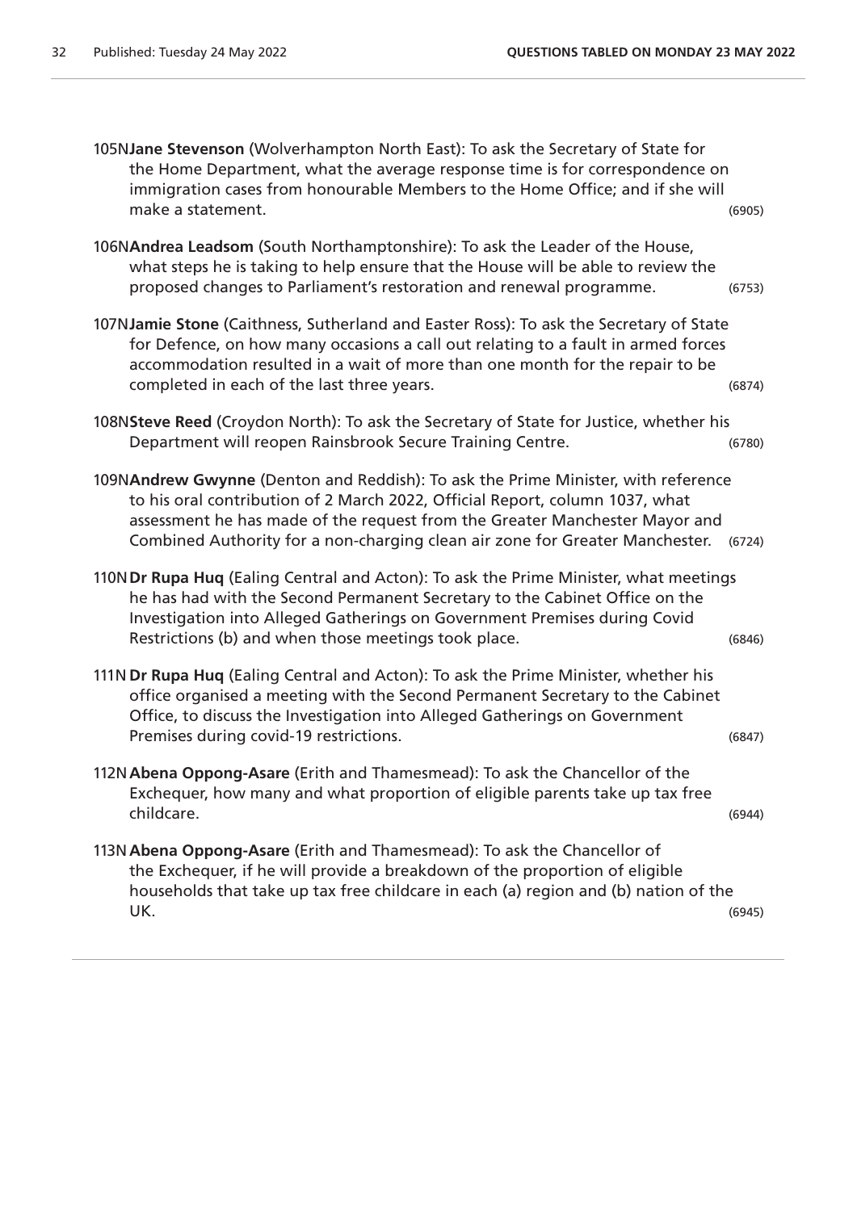105N**Jane Stevenson** (Wolverhampton North East): To ask the Secretary of State for the Home Department, what the average response time is for correspondence on immigration cases from honourable Members to the Home Office; and if she will make a statement. (6905)

106N**Andrea Leadsom** (South Northamptonshire): To ask the Leader of the House, what steps he is taking to help ensure that the House will be able to review the proposed changes to Parliament's restoration and renewal programme. (6753)

107N**Jamie Stone** (Caithness, Sutherland and Easter Ross): To ask the Secretary of State for Defence, on how many occasions a call out relating to a fault in armed forces accommodation resulted in a wait of more than one month for the repair to be completed in each of the last three years. (6874)

108N**Steve Reed** (Croydon North): To ask the Secretary of State for Justice, whether his Department will reopen Rainsbrook Secure Training Centre. (6780)

109N**Andrew Gwynne** (Denton and Reddish): To ask the Prime Minister, with reference to his oral contribution of 2 March 2022, Official Report, column 1037, what assessment he has made of the request from the Greater Manchester Mayor and Combined Authority for a non-charging clean air zone for Greater Manchester. (6724)

110N **Dr Rupa Huq** (Ealing Central and Acton): To ask the Prime Minister, what meetings he has had with the Second Permanent Secretary to the Cabinet Office on the Investigation into Alleged Gatherings on Government Premises during Covid Restrictions (b) and when those meetings took place. (6846)

111N **Dr Rupa Huq** (Ealing Central and Acton): To ask the Prime Minister, whether his office organised a meeting with the Second Permanent Secretary to the Cabinet Office, to discuss the Investigation into Alleged Gatherings on Government Premises during covid-19 restrictions. (6847)

112N **Abena Oppong-Asare** (Erith and Thamesmead): To ask the Chancellor of the Exchequer, how many and what proportion of eligible parents take up tax free childcare. (6944)

113N **Abena Oppong-Asare** (Erith and Thamesmead): To ask the Chancellor of the Exchequer, if he will provide a breakdown of the proportion of eligible households that take up tax free childcare in each (a) region and (b) nation of the UK. (6945)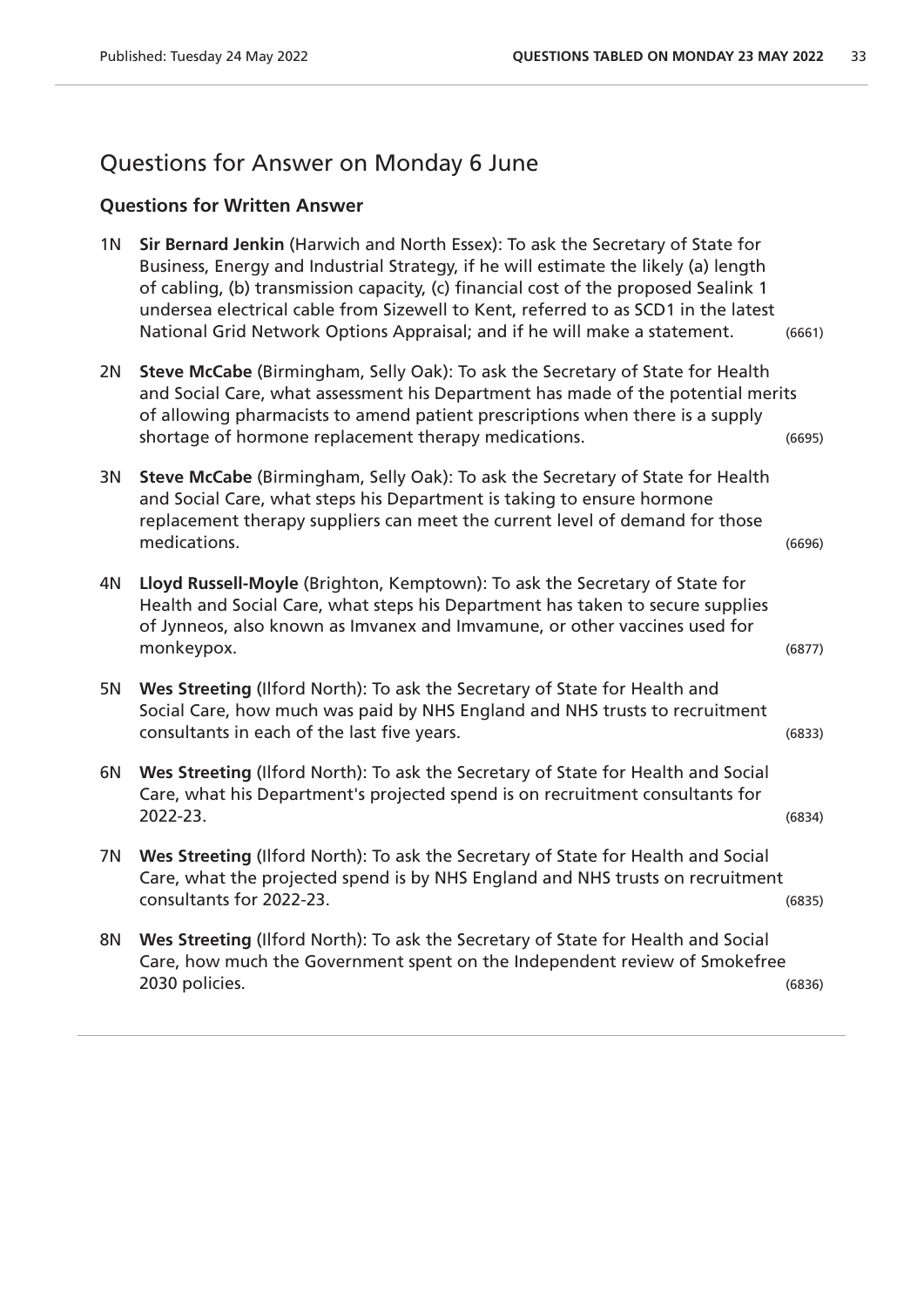## Questions for Answer on Monday 6 June

### Questions for Written Answer

1N **Sir Bernard Jenkin** (Harwich and North Essex): To ask the Secretary of State for Business, Energy and Industrial Strategy, if he will estimate the likely (a) length of cabling, (b) transmission capacity, (c) financial cost of the proposed Sealink 1 undersea electrical cable from Sizewell to Kent, referred to as SCD1 in the latest National Grid Network Options Appraisal; and if he will make a statement. (6661)

2N **Steve McCabe** (Birmingham, Selly Oak): To ask the Secretary of State for Health and Social Care, what assessment his Department has made of the potential merits of allowing pharmacists to amend patient prescriptions when there is a supply shortage of hormone replacement therapy medications. (6695)

3N **Steve McCabe** (Birmingham, Selly Oak): To ask the Secretary of State for Health and Social Care, what steps his Department is taking to ensure hormone replacement therapy suppliers can meet the current level of demand for those medications. (6696)

4N **Lloyd Russell-Moyle** (Brighton, Kemptown): To ask the Secretary of State for Health and Social Care, what steps his Department has taken to secure supplies of Jynneos, also known as Imvanex and Imvamune, or other vaccines used for monkeypox. (6877)

5N **Wes Streeting** (Ilford North): To ask the Secretary of State for Health and Social Care, how much was paid by NHS England and NHS trusts to recruitment consultants in each of the last five years. (6833)

6N **Wes Streeting** (Ilford North): To ask the Secretary of State for Health and Social Care, what his Department's projected spend is on recruitment consultants for 2022-23. (6834)

7N **Wes Streeting** (Ilford North): To ask the Secretary of State for Health and Social Care, what the projected spend is by NHS England and NHS trusts on recruitment consultants for 2022-23. (6835)

8N **Wes Streeting** (Ilford North): To ask the Secretary of State for Health and Social Care, how much the Government spent on the Independent review of Smokefree 2030 policies. (6836)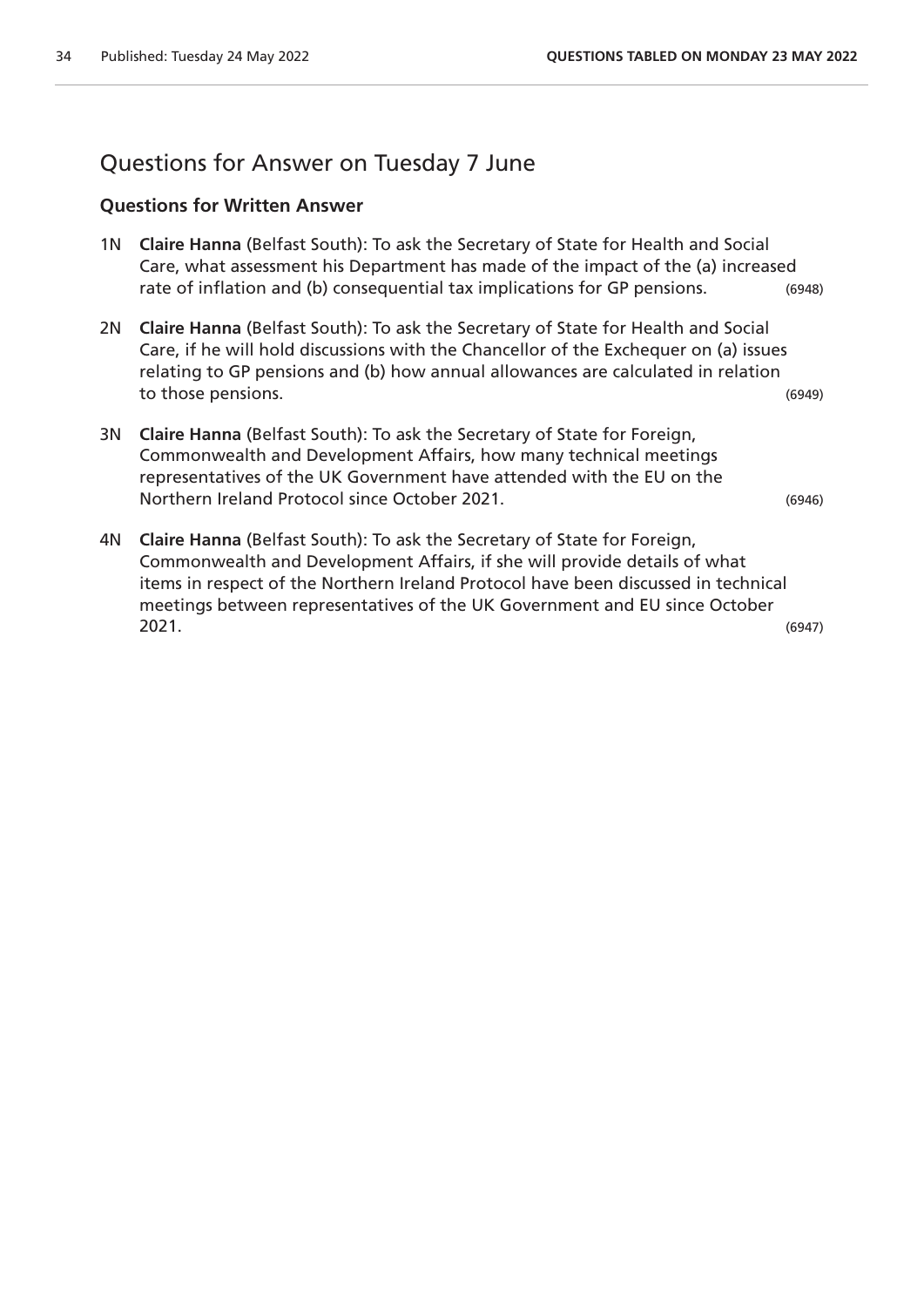## Questions for Answer on Tuesday 7 June

### Questions for Written Answer

1N **Claire Hanna** (Belfast South): To ask the Secretary of State for Health and Social Care, what assessment his Department has made of the impact of the (a) increased rate of inflation and (b) consequential tax implications for GP pensions. (6948)

2N **Claire Hanna** (Belfast South): To ask the Secretary of State for Health and Social Care, if he will hold discussions with the Chancellor of the Exchequer on (a) issues relating to GP pensions and (b) how annual allowances are calculated in relation to those pensions. (6949)

3N **Claire Hanna** (Belfast South): To ask the Secretary of State for Foreign, Commonwealth and Development Affairs, how many technical meetings representatives of the UK Government have attended with the EU on the Northern Ireland Protocol since October 2021. (6946)

4N **Claire Hanna** (Belfast South): To ask the Secretary of State for Foreign, Commonwealth and Development Affairs, if she will provide details of what items in respect of the Northern Ireland Protocol have been discussed in technical meetings between representatives of the UK Government and EU since October 2021. (6947)